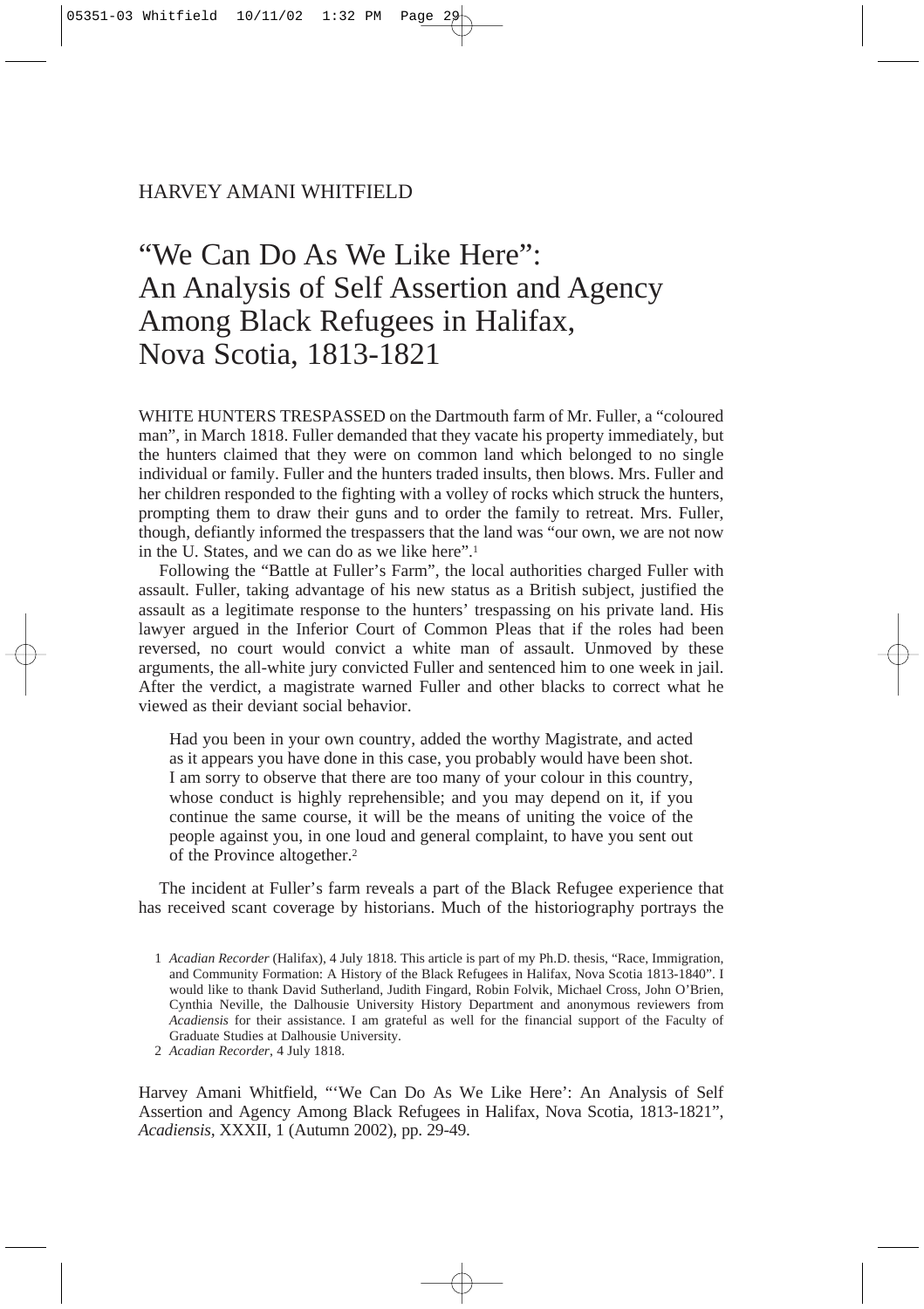HARVEY AMANI WHITFIELD

# "We Can Do As We Like Here": An Analysis of Self Assertion and Agency Among Black Refugees in Halifax, Nova Scotia, 1813-1821

WHITE HUNTERS TRESPASSED on the Dartmouth farm of Mr. Fuller, a "coloured man", in March 1818. Fuller demanded that they vacate his property immediately, but the hunters claimed that they were on common land which belonged to no single individual or family. Fuller and the hunters traded insults, then blows. Mrs. Fuller and her children responded to the fighting with a volley of rocks which struck the hunters, prompting them to draw their guns and to order the family to retreat. Mrs. Fuller, though, defiantly informed the trespassers that the land was "our own, we are not now in the U. States, and we can do as we like here".[1]

Following the "Battle at Fuller's Farm", the local authorities charged Fuller with assault. Fuller, taking advantage of his new status as a British subject, justified the assault as a legitimate response to the hunters' trespassing on his private land. His lawyer argued in the Inferior Court of Common Pleas that if the roles had been reversed, no court would convict a white man of assault. Unmoved by these arguments, the all-white jury convicted Fuller and sentenced him to one week in jail. After the verdict, a magistrate warned Fuller and other blacks to correct what he viewed as their deviant social behavior.

> Had you been in your own country, added the worthy Magistrate, and acted as it appears you have done in this case, you probably would have been shot. I am sorry to observe that there are too many of your colour in this country, whose conduct is highly reprehensible; and you may depend on it, if you continue the same course, it will be the means of uniting the voice of the people against you, in one loud and general complaint, to have you sent out of the Province altogether.[2]

The incident at Fuller's farm reveals a part of the Black Refugee experience that has received scant coverage by historians. Much of the historiography portrays the

1 *Acadian Recorder* (Halifax), 4 July 1818. This article is part of my Ph.D. thesis, "Race, Immigration, and Community Formation: A History of the Black Refugees in Halifax, Nova Scotia 1813-1840". I would like to thank David Sutherland, Judith Fingard, Robin Folvik, Michael Cross, John O'Brien, Cynthia Neville, the Dalhousie University History Department and anonymous reviewers from *Acadiensis* for their assistance. I am grateful as well for the financial support of the Faculty of Graduate Studies at Dalhousie University.

2 *Acadian Recorder*, 4 July 1818.

Harvey Amani Whitfield, "'We Can Do As We Like Here': An Analysis of Self Assertion and Agency Among Black Refugees in Halifax, Nova Scotia, 1813-1821", *Acadiensis*, XXXII, 1 (Autumn 2002), pp. 29-49.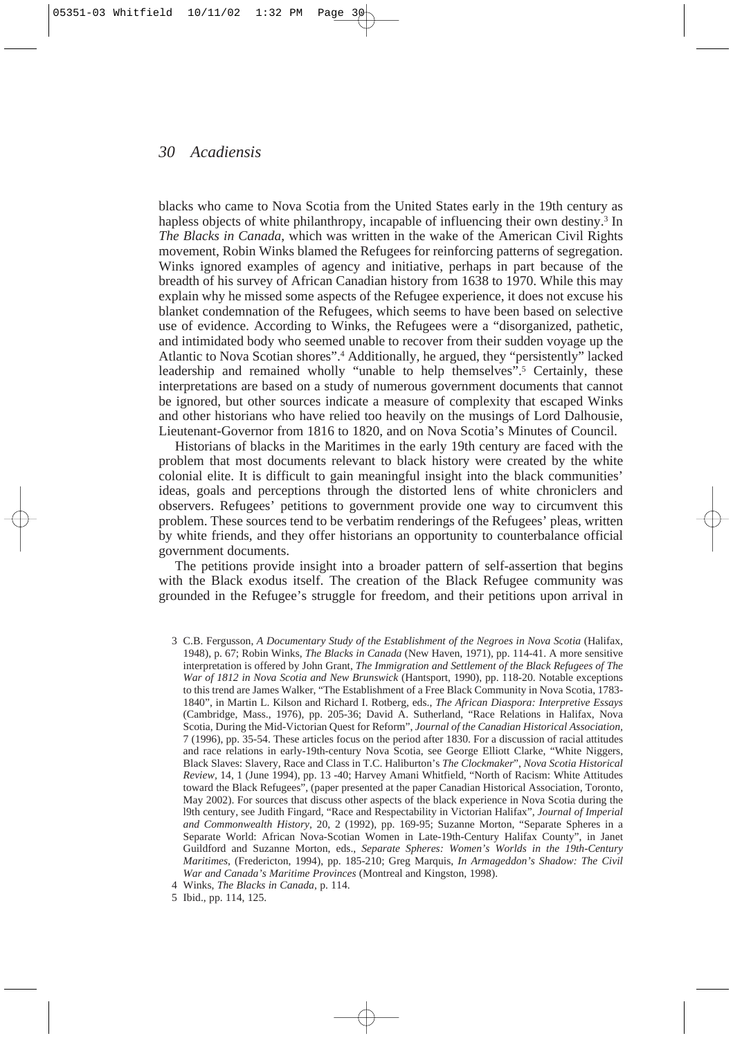blacks who came to Nova Scotia from the United States early in the 19th century as hapless objects of white philanthropy, incapable of influencing their own destiny.[3] In *The Blacks in Canada*, which was written in the wake of the American Civil Rights movement, Robin Winks blamed the Refugees for reinforcing patterns of segregation. Winks ignored examples of agency and initiative, perhaps in part because of the breadth of his survey of African Canadian history from 1638 to 1970. While this may explain why he missed some aspects of the Refugee experience, it does not excuse his blanket condemnation of the Refugees, which seems to have been based on selective use of evidence. According to Winks, the Refugees were a "disorganized, pathetic, and intimidated body who seemed unable to recover from their sudden voyage up the Atlantic to Nova Scotian shores".[4] Additionally, he argued, they "persistently" lacked leadership and remained wholly "unable to help themselves".[5] Certainly, these interpretations are based on a study of numerous government documents that cannot be ignored, but other sources indicate a measure of complexity that escaped Winks and other historians who have relied too heavily on the musings of Lord Dalhousie, Lieutenant-Governor from 1816 to 1820, and on Nova Scotia's Minutes of Council.

Historians of blacks in the Maritimes in the early 19th century are faced with the problem that most documents relevant to black history were created by the white colonial elite. It is difficult to gain meaningful insight into the black communities' ideas, goals and perceptions through the distorted lens of white chroniclers and observers. Refugees' petitions to government provide one way to circumvent this problem. These sources tend to be verbatim renderings of the Refugees' pleas, written by white friends, and they offer historians an opportunity to counterbalance official government documents.

The petitions provide insight into a broader pattern of self-assertion that begins with the Black exodus itself. The creation of the Black Refugee community was grounded in the Refugee's struggle for freedom, and their petitions upon arrival in

3 C.B. Fergusson, *A Documentary Study of the Establishment of the Negroes in Nova Scotia* (Halifax, 1948), p. 67; Robin Winks, *The Blacks in Canada* (New Haven, 1971), pp. 114-41. A more sensitive interpretation is offered by John Grant, *The Immigration and Settlement of the Black Refugees of The War of 1812 in Nova Scotia and New Brunswick* (Hantsport, 1990), pp. 118-20. Notable exceptions to this trend are James Walker, "The Establishment of a Free Black Community in Nova Scotia, 1783-1840", in Martin L. Kilson and Richard I. Rotberg, eds., *The African Diaspora: Interpretive Essays* (Cambridge, Mass., 1976), pp. 205-36; David A. Sutherland, "Race Relations in Halifax, Nova Scotia, During the Mid-Victorian Quest for Reform", *Journal of the Canadian Historical Association*, 7 (1996), pp. 35-54. These articles focus on the period after 1830. For a discussion of racial attitudes and race relations in early-19th-century Nova Scotia, see George Elliott Clarke, "White Niggers, Black Slaves: Slavery, Race and Class in T.C. Haliburton's *The Clockmaker*", *Nova Scotia Historical Review*, 14, 1 (June 1994), pp. 13 -40; Harvey Amani Whitfield, "North of Racism: White Attitudes toward the Black Refugees", (paper presented at the paper Canadian Historical Association, Toronto, May 2002). For sources that discuss other aspects of the black experience in Nova Scotia during the l9th century, see Judith Fingard, "Race and Respectability in Victorian Halifax", *Journal of Imperial and Commonwealth History*, 20, 2 (1992), pp. 169-95; Suzanne Morton, "Separate Spheres in a Separate World: African Nova-Scotian Women in Late-19th-Century Halifax County", in Janet Guildford and Suzanne Morton, eds., *Separate Spheres: Women's Worlds in the 19th-Century Maritimes*, (Fredericton, 1994), pp. 185-210; Greg Marquis, *In Armageddon's Shadow: The Civil War and Canada's Maritime Provinces* (Montreal and Kingston, 1998).

4 Winks, *The Blacks in Canada*, p. 114.

5 Ibid., pp. 114, 125.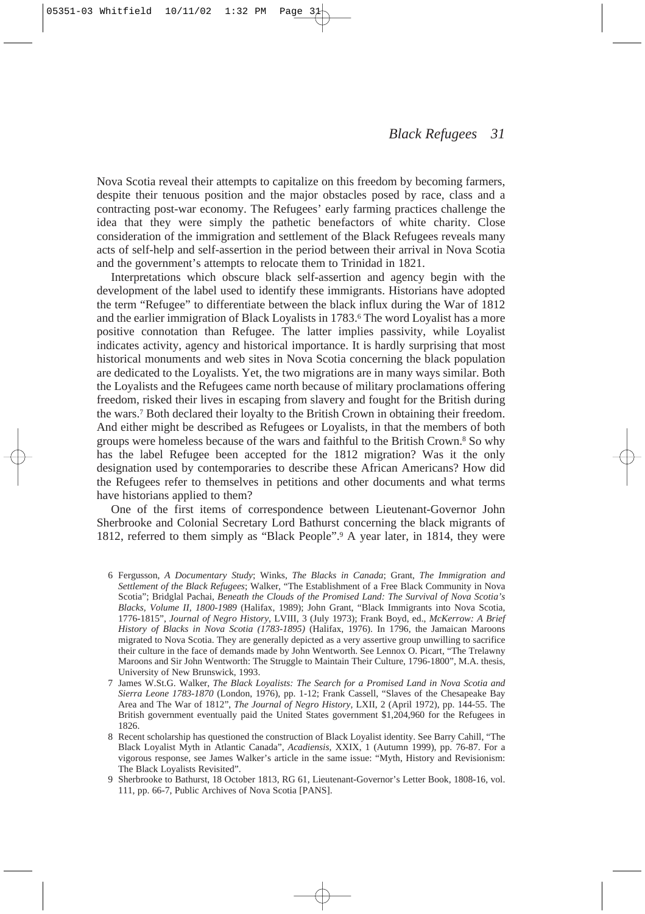Nova Scotia reveal their attempts to capitalize on this freedom by becoming farmers, despite their tenuous position and the major obstacles posed by race, class and a contracting post-war economy. The Refugees' early farming practices challenge the idea that they were simply the pathetic benefactors of white charity. Close consideration of the immigration and settlement of the Black Refugees reveals many acts of self-help and self-assertion in the period between their arrival in Nova Scotia and the government's attempts to relocate them to Trinidad in 1821.

Interpretations which obscure black self-assertion and agency begin with the development of the label used to identify these immigrants. Historians have adopted the term "Refugee" to differentiate between the black influx during the War of 1812 and the earlier immigration of Black Loyalists in 1783.[6] The word Loyalist has a more positive connotation than Refugee. The latter implies passivity, while Loyalist indicates activity, agency and historical importance. It is hardly surprising that most historical monuments and web sites in Nova Scotia concerning the black population are dedicated to the Loyalists. Yet, the two migrations are in many ways similar. Both the Loyalists and the Refugees came north because of military proclamations offering freedom, risked their lives in escaping from slavery and fought for the British during the wars.[7] Both declared their loyalty to the British Crown in obtaining their freedom. And either might be described as Refugees or Loyalists, in that the members of both groups were homeless because of the wars and faithful to the British Crown.[8] So why has the label Refugee been accepted for the 1812 migration? Was it the only designation used by contemporaries to describe these African Americans? How did the Refugees refer to themselves in petitions and other documents and what terms have historians applied to them?

One of the first items of correspondence between Lieutenant-Governor John Sherbrooke and Colonial Secretary Lord Bathurst concerning the black migrants of 1812, referred to them simply as "Black People".[9] A year later, in 1814, they were

6 Fergusson, *A Documentary Study*; Winks, *The Blacks in Canada*; Grant, *The Immigration and Settlement of the Black Refugees*; Walker, "The Establishment of a Free Black Community in Nova Scotia"; Bridglal Pachai, *Beneath the Clouds of the Promised Land: The Survival of Nova Scotia's Blacks, Volume II, 1800-1989* (Halifax, 1989); John Grant, "Black Immigrants into Nova Scotia, 1776-1815", *Journal of Negro History*, LVIII, 3 (July 1973); Frank Boyd, ed., *McKerrow: A Brief History of Blacks in Nova Scotia (1783-1895)* (Halifax, 1976). In 1796, the Jamaican Maroons migrated to Nova Scotia. They are generally depicted as a very assertive group unwilling to sacrifice their culture in the face of demands made by John Wentworth. See Lennox O. Picart, "The Trelawny Maroons and Sir John Wentworth: The Struggle to Maintain Their Culture, 1796-1800", M.A. thesis, University of New Brunswick, 1993.

7 James W.St.G. Walker, *The Black Loyalists: The Search for a Promised Land in Nova Scotia and Sierra Leone 1783-1870* (London, 1976), pp. 1-12; Frank Cassell, "Slaves of the Chesapeake Bay Area and The War of 1812", *The Journal of Negro History*, LXII, 2 (April 1972), pp. 144-55. The British government eventually paid the United States government $1,204,960 for the Refugees in 1826.

8 Recent scholarship has questioned the construction of Black Loyalist identity. See Barry Cahill, "The Black Loyalist Myth in Atlantic Canada", *Acadiensis*, XXIX, 1 (Autumn 1999), pp. 76-87. For a vigorous response, see James Walker's article in the same issue: "Myth, History and Revisionism: The Black Loyalists Revisited".

9 Sherbrooke to Bathurst, 18 October 1813, RG 61, Lieutenant-Governor's Letter Book, 1808-16, vol. 111, pp. 66-7, Public Archives of Nova Scotia [PANS].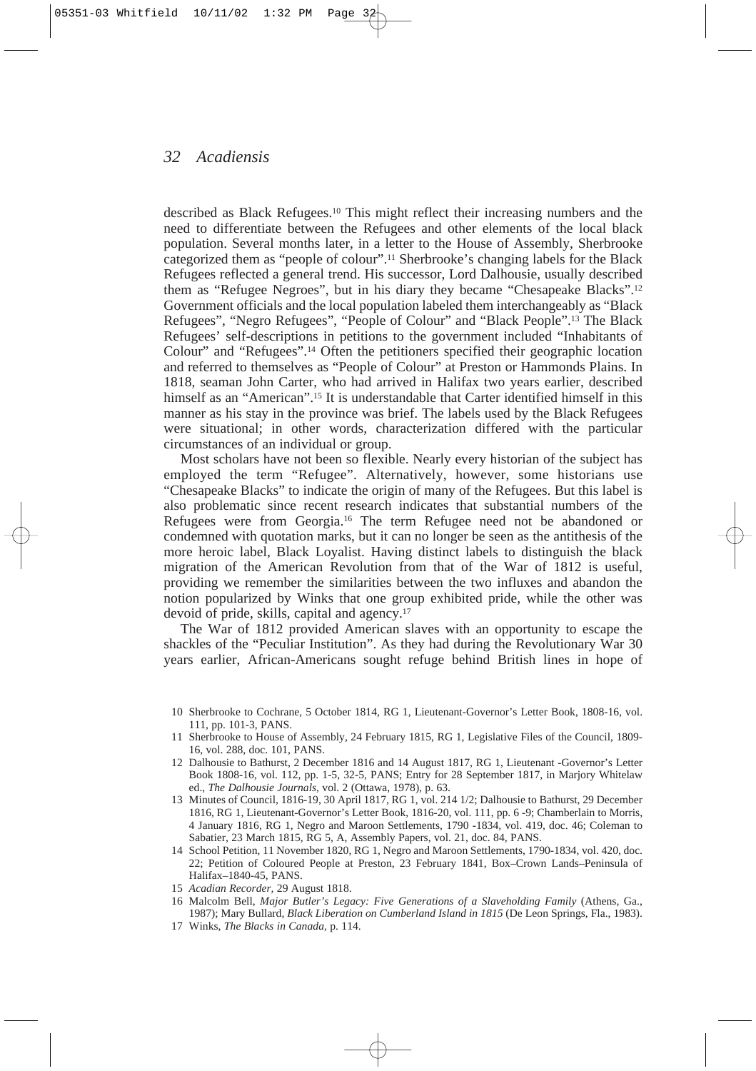described as Black Refugees.[10] This might reflect their increasing numbers and the need to differentiate between the Refugees and other elements of the local black population. Several months later, in a letter to the House of Assembly, Sherbrooke categorized them as "people of colour".[11] Sherbrooke's changing labels for the Black Refugees reflected a general trend. His successor, Lord Dalhousie, usually described them as "Refugee Negroes", but in his diary they became "Chesapeake Blacks".[12] Government officials and the local population labeled them interchangeably as "Black Refugees", "Negro Refugees", "People of Colour" and "Black People".[13] The Black Refugees' self-descriptions in petitions to the government included "Inhabitants of Colour" and "Refugees".[14] Often the petitioners specified their geographic location and referred to themselves as "People of Colour" at Preston or Hammonds Plains. In 1818, seaman John Carter, who had arrived in Halifax two years earlier, described himself as an "American".[15] It is understandable that Carter identified himself in this manner as his stay in the province was brief. The labels used by the Black Refugees were situational; in other words, characterization differed with the particular circumstances of an individual or group.

Most scholars have not been so flexible. Nearly every historian of the subject has employed the term "Refugee". Alternatively, however, some historians use "Chesapeake Blacks" to indicate the origin of many of the Refugees. But this label is also problematic since recent research indicates that substantial numbers of the Refugees were from Georgia.[16] The term Refugee need not be abandoned or condemned with quotation marks, but it can no longer be seen as the antithesis of the more heroic label, Black Loyalist. Having distinct labels to distinguish the black migration of the American Revolution from that of the War of 1812 is useful, providing we remember the similarities between the two influxes and abandon the notion popularized by Winks that one group exhibited pride, while the other was devoid of pride, skills, capital and agency.[17]

The War of 1812 provided American slaves with an opportunity to escape the shackles of the "Peculiar Institution". As they had during the Revolutionary War 30 years earlier, African-Americans sought refuge behind British lines in hope of

10 Sherbrooke to Cochrane, 5 October 1814, RG 1, Lieutenant-Governor's Letter Book, 1808-16, vol. 111, pp. 101-3, PANS.

11 Sherbrooke to House of Assembly, 24 February 1815, RG 1, Legislative Files of the Council, 1809-16, vol. 288, doc. 101, PANS.

12 Dalhousie to Bathurst, 2 December 1816 and 14 August 1817, RG 1, Lieutenant -Governor's Letter Book 1808-16, vol. 112, pp. 1-5, 32-5, PANS; Entry for 28 September 1817, in Marjory Whitelaw ed., *The Dalhousie Journals*, vol. 2 (Ottawa, 1978), p. 63.

13 Minutes of Council, 1816-19, 30 April 1817, RG 1, vol. 214 1/2; Dalhousie to Bathurst, 29 December 1816, RG 1, Lieutenant-Governor's Letter Book, 1816-20, vol. 111, pp. 6 -9; Chamberlain to Morris, 4 January 1816, RG 1, Negro and Maroon Settlements, 1790 -1834, vol. 419, doc. 46; Coleman to Sabatier, 23 March 1815, RG 5, A, Assembly Papers, vol. 21, doc. 84, PANS.

14 School Petition, 11 November 1820, RG 1, Negro and Maroon Settlements, 1790-1834, vol. 420, doc. 22; Petition of Coloured People at Preston, 23 February 1841, Box–Crown Lands–Peninsula of Halifax–1840-45, PANS.

15 *Acadian Recorder*, 29 August 1818.

16 Malcolm Bell, *Major Butler's Legacy: Five Generations of a Slaveholding Family* (Athens, Ga., 1987); Mary Bullard, *Black Liberation on Cumberland Island in 1815* (De Leon Springs, Fla., 1983).

17 Winks, *The Blacks in Canada*, p. 114.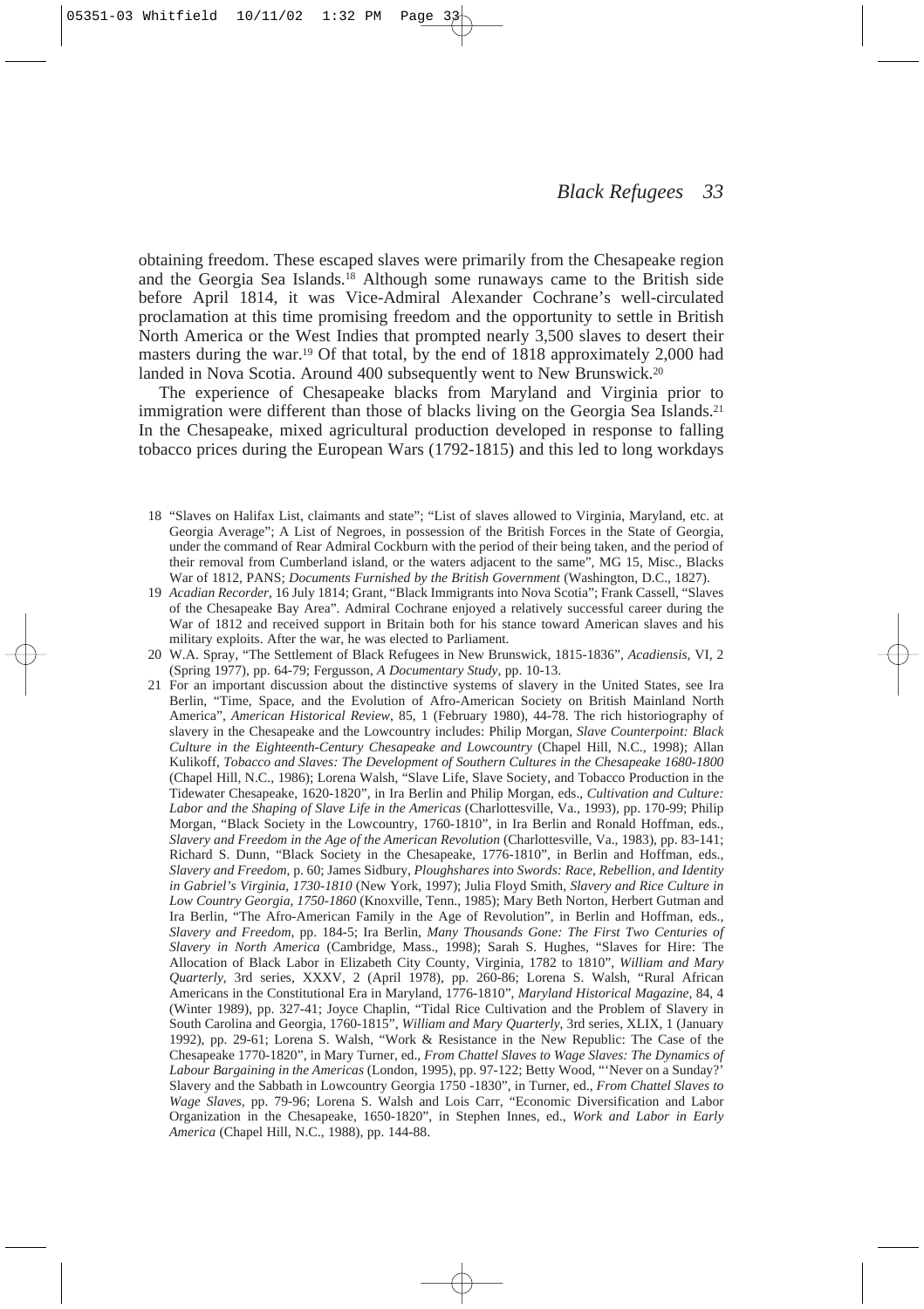obtaining freedom. These escaped slaves were primarily from the Chesapeake region and the Georgia Sea Islands.[18] Although some runaways came to the British side before April 1814, it was Vice-Admiral Alexander Cochrane's well-circulated proclamation at this time promising freedom and the opportunity to settle in British North America or the West Indies that prompted nearly 3,500 slaves to desert their masters during the war.[19] Of that total, by the end of 1818 approximately 2,000 had landed in Nova Scotia. Around 400 subsequently went to New Brunswick.[20]

The experience of Chesapeake blacks from Maryland and Virginia prior to immigration were different than those of blacks living on the Georgia Sea Islands.[21] In the Chesapeake, mixed agricultural production developed in response to falling tobacco prices during the European Wars (1792-1815) and this led to long workdays

18 "Slaves on Halifax List, claimants and state"; "List of slaves allowed to Virginia, Maryland, etc. at Georgia Average"; A List of Negroes, in possession of the British Forces in the State of Georgia, under the command of Rear Admiral Cockburn with the period of their being taken, and the period of their removal from Cumberland island, or the waters adjacent to the same", MG 15, Misc., Blacks War of 1812, PANS; *Documents Furnished by the British Government* (Washington, D.C., 1827).

19 *Acadian Recorder*, 16 July 1814; Grant, "Black Immigrants into Nova Scotia"; Frank Cassell, "Slaves of the Chesapeake Bay Area". Admiral Cochrane enjoyed a relatively successful career during the War of 1812 and received support in Britain both for his stance toward American slaves and his military exploits. After the war, he was elected to Parliament.

20 W.A. Spray, "The Settlement of Black Refugees in New Brunswick, 1815-1836", *Acadiensis*, VI, 2 (Spring 1977), pp. 64-79; Fergusson, *A Documentary Study*, pp. 10-13.

21 For an important discussion about the distinctive systems of slavery in the United States, see Ira Berlin, "Time, Space, and the Evolution of Afro-American Society on British Mainland North America", *American Historical Review*, 85, 1 (February 1980), 44-78. The rich historiography of slavery in the Chesapeake and the Lowcountry includes: Philip Morgan, *Slave Counterpoint: Black Culture in the Eighteenth-Century Chesapeake and Lowcountry* (Chapel Hill, N.C., 1998); Allan Kulikoff, *Tobacco and Slaves: The Development of Southern Cultures in the Chesapeake 1680-1800* (Chapel Hill, N.C., 1986); Lorena Walsh, "Slave Life, Slave Society, and Tobacco Production in the Tidewater Chesapeake, 1620-1820", in Ira Berlin and Philip Morgan, eds., *Cultivation and Culture: Labor and the Shaping of Slave Life in the Americas* (Charlottesville, Va., 1993), pp. 170-99; Philip Morgan, "Black Society in the Lowcountry, 1760-1810", in Ira Berlin and Ronald Hoffman, eds., *Slavery and Freedom in the Age of the American Revolution* (Charlottesville, Va., 1983), pp. 83-141; Richard S. Dunn, "Black Society in the Chesapeake, 1776-1810", in Berlin and Hoffman, eds., *Slavery and Freedom*, p. 60; James Sidbury, *Ploughshares into Swords: Race, Rebellion, and Identity in Gabriel's Virginia, 1730-1810* (New York, 1997); Julia Floyd Smith, *Slavery and Rice Culture in Low Country Georgia, 1750-1860* (Knoxville, Tenn., 1985); Mary Beth Norton, Herbert Gutman and Ira Berlin, "The Afro-American Family in the Age of Revolution", in Berlin and Hoffman, eds., *Slavery and Freedom*, pp. 184-5; Ira Berlin, *Many Thousands Gone: The First Two Centuries of Slavery in North America* (Cambridge, Mass., 1998); Sarah S. Hughes, "Slaves for Hire: The Allocation of Black Labor in Elizabeth City County, Virginia, 1782 to 1810", *William and Mary Quarterly*, 3rd series, XXXV, 2 (April 1978), pp. 260-86; Lorena S. Walsh, "Rural African Americans in the Constitutional Era in Maryland, 1776-1810", *Maryland Historical Magazine*, 84, 4 (Winter 1989), pp. 327-41; Joyce Chaplin, "Tidal Rice Cultivation and the Problem of Slavery in South Carolina and Georgia, 1760-1815", *William and Mary Quarterly*, 3rd series, XLIX, 1 (January 1992), pp. 29-61; Lorena S. Walsh, "Work & Resistance in the New Republic: The Case of the Chesapeake 1770-1820", in Mary Turner, ed., *From Chattel Slaves to Wage Slaves: The Dynamics of Labour Bargaining in the Americas* (London, 1995), pp. 97-122; Betty Wood, "'Never on a Sunday?' Slavery and the Sabbath in Lowcountry Georgia 1750 -1830", in Turner, ed., *From Chattel Slaves to Wage Slaves*, pp. 79-96; Lorena S. Walsh and Lois Carr, "Economic Diversification and Labor Organization in the Chesapeake, 1650-1820", in Stephen Innes, ed., *Work and Labor in Early America* (Chapel Hill, N.C., 1988), pp. 144-88.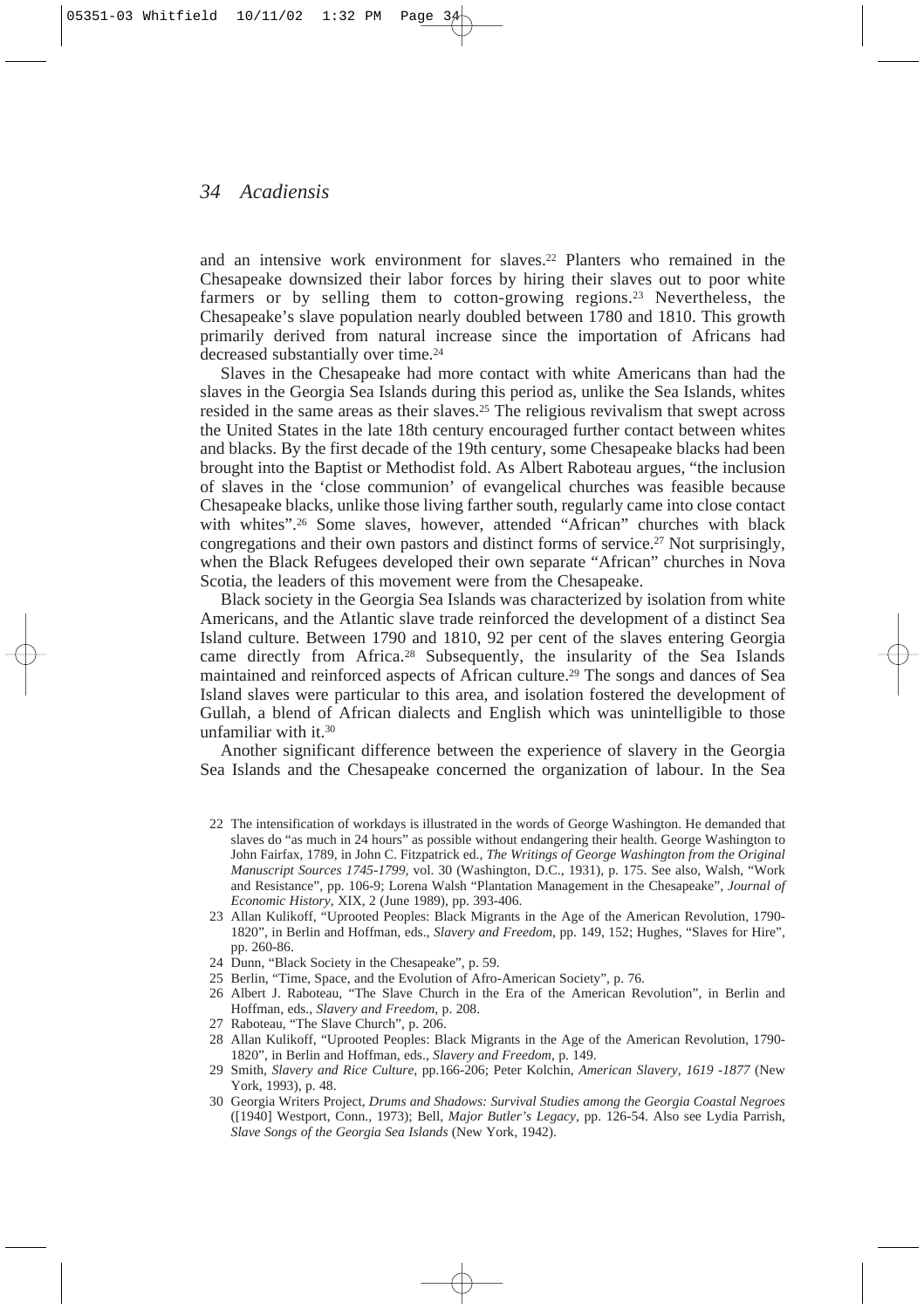and an intensive work environment for slaves.[22] Planters who remained in the Chesapeake downsized their labor forces by hiring their slaves out to poor white farmers or by selling them to cotton-growing regions.[23] Nevertheless, the Chesapeake's slave population nearly doubled between 1780 and 1810. This growth primarily derived from natural increase since the importation of Africans had decreased substantially over time.[24]

Slaves in the Chesapeake had more contact with white Americans than had the slaves in the Georgia Sea Islands during this period as, unlike the Sea Islands, whites resided in the same areas as their slaves.[25] The religious revivalism that swept across the United States in the late 18th century encouraged further contact between whites and blacks. By the first decade of the 19th century, some Chesapeake blacks had been brought into the Baptist or Methodist fold. As Albert Raboteau argues, "the inclusion of slaves in the 'close communion' of evangelical churches was feasible because Chesapeake blacks, unlike those living farther south, regularly came into close contact with whites".[26] Some slaves, however, attended "African" churches with black congregations and their own pastors and distinct forms of service.[27] Not surprisingly, when the Black Refugees developed their own separate "African" churches in Nova Scotia, the leaders of this movement were from the Chesapeake.

Black society in the Georgia Sea Islands was characterized by isolation from white Americans, and the Atlantic slave trade reinforced the development of a distinct Sea Island culture. Between 1790 and 1810, 92 per cent of the slaves entering Georgia came directly from Africa.[28] Subsequently, the insularity of the Sea Islands maintained and reinforced aspects of African culture.[29] The songs and dances of Sea Island slaves were particular to this area, and isolation fostered the development of Gullah, a blend of African dialects and English which was unintelligible to those unfamiliar with it.[30]

Another significant difference between the experience of slavery in the Georgia Sea Islands and the Chesapeake concerned the organization of labour. In the Sea

22 The intensification of workdays is illustrated in the words of George Washington. He demanded that slaves do "as much in 24 hours" as possible without endangering their health. George Washington to John Fairfax, 1789, in John C. Fitzpatrick ed., *The Writings of George Washington from the Original Manuscript Sources 1745-1799*, vol. 30 (Washington, D.C., 1931), p. 175. See also, Walsh, "Work and Resistance", pp. 106-9; Lorena Walsh "Plantation Management in the Chesapeake", *Journal of Economic History*, XIX, 2 (June 1989), pp. 393-406.

23 Allan Kulikoff, "Uprooted Peoples: Black Migrants in the Age of the American Revolution, 1790-1820", in Berlin and Hoffman, eds., *Slavery and Freedom*, pp. 149, 152; Hughes, "Slaves for Hire", pp. 260-86.

24 Dunn, "Black Society in the Chesapeake", p. 59.

25 Berlin, "Time, Space, and the Evolution of Afro-American Society", p. 76.

26 Albert J. Raboteau, "The Slave Church in the Era of the American Revolution", in Berlin and Hoffman, eds., *Slavery and Freedom*, p. 208.

27 Raboteau, "The Slave Church", p. 206.

28 Allan Kulikoff, "Uprooted Peoples: Black Migrants in the Age of the American Revolution, 1790-1820", in Berlin and Hoffman, eds., *Slavery and Freedom*, p. 149.

29 Smith, *Slavery and Rice Culture*, pp.166-206; Peter Kolchin, *American Slavery, 1619 -1877* (New York, 1993), p. 48.

30 Georgia Writers Project, *Drums and Shadows: Survival Studies among the Georgia Coastal Negroes* ([1940] Westport, Conn., 1973); Bell, *Major Butler's Legacy*, pp. 126-54. Also see Lydia Parrish, *Slave Songs of the Georgia Sea Islands* (New York, 1942).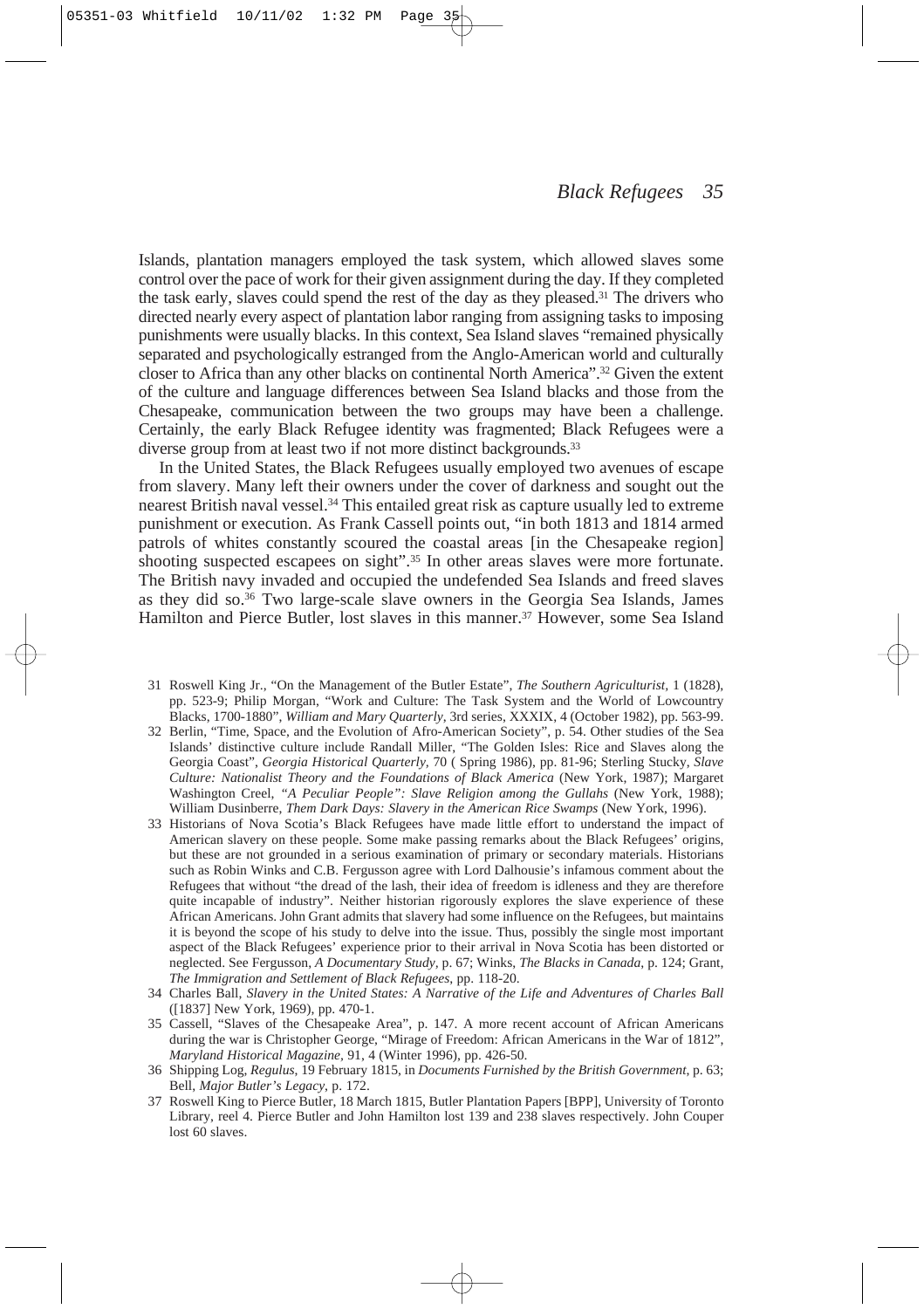Islands, plantation managers employed the task system, which allowed slaves some control over the pace of work for their given assignment during the day. If they completed the task early, slaves could spend the rest of the day as they pleased.[31] The drivers who directed nearly every aspect of plantation labor ranging from assigning tasks to imposing punishments were usually blacks. In this context, Sea Island slaves "remained physically separated and psychologically estranged from the Anglo-American world and culturally closer to Africa than any other blacks on continental North America".[32] Given the extent of the culture and language differences between Sea Island blacks and those from the Chesapeake, communication between the two groups may have been a challenge. Certainly, the early Black Refugee identity was fragmented; Black Refugees were a diverse group from at least two if not more distinct backgrounds.[33]

In the United States, the Black Refugees usually employed two avenues of escape from slavery. Many left their owners under the cover of darkness and sought out the nearest British naval vessel.[34] This entailed great risk as capture usually led to extreme punishment or execution. As Frank Cassell points out, "in both 1813 and 1814 armed patrols of whites constantly scoured the coastal areas [in the Chesapeake region] shooting suspected escapees on sight".[35] In other areas slaves were more fortunate. The British navy invaded and occupied the undefended Sea Islands and freed slaves as they did so.[36] Two large-scale slave owners in the Georgia Sea Islands, James Hamilton and Pierce Butler, lost slaves in this manner.[37] However, some Sea Island

31 Roswell King Jr., "On the Management of the Butler Estate", *The Southern Agriculturist*, 1 (1828), pp. 523-9; Philip Morgan, "Work and Culture: The Task System and the World of Lowcountry Blacks, 1700-1880", *William and Mary Quarterly*, 3rd series, XXXIX, 4 (October 1982), pp. 563-99.

32 Berlin, "Time, Space, and the Evolution of Afro-American Society", p. 54. Other studies of the Sea Islands' distinctive culture include Randall Miller, "The Golden Isles: Rice and Slaves along the Georgia Coast", *Georgia Historical Quarterly*, 70 ( Spring 1986), pp. 81-96; Sterling Stucky, *Slave Culture: Nationalist Theory and the Foundations of Black America* (New York, 1987); Margaret Washington Creel, *"A Peculiar People": Slave Religion among the Gullahs* (New York, 1988); William Dusinberre, *Them Dark Days: Slavery in the American Rice Swamps* (New York, 1996).

33 Historians of Nova Scotia's Black Refugees have made little effort to understand the impact of American slavery on these people. Some make passing remarks about the Black Refugees' origins, but these are not grounded in a serious examination of primary or secondary materials. Historians such as Robin Winks and C.B. Fergusson agree with Lord Dalhousie's infamous comment about the Refugees that without "the dread of the lash, their idea of freedom is idleness and they are therefore quite incapable of industry". Neither historian rigorously explores the slave experience of these African Americans. John Grant admits that slavery had some influence on the Refugees, but maintains it is beyond the scope of his study to delve into the issue. Thus, possibly the single most important aspect of the Black Refugees' experience prior to their arrival in Nova Scotia has been distorted or neglected. See Fergusson, *A Documentary Study*, p. 67; Winks, *The Blacks in Canada*, p. 124; Grant, *The Immigration and Settlement of Black Refugees*, pp. 118-20.

34 Charles Ball, *Slavery in the United States: A Narrative of the Life and Adventures of Charles Ball* ([1837] New York, 1969), pp. 470-1.

35 Cassell, "Slaves of the Chesapeake Area", p. 147. A more recent account of African Americans during the war is Christopher George, "Mirage of Freedom: African Americans in the War of 1812", *Maryland Historical Magazine*, 91, 4 (Winter 1996), pp. 426-50.

36 Shipping Log, *Regulus*, 19 February 1815, in *Documents Furnished by the British Government*, p. 63; Bell, *Major Butler's Legacy*, p. 172.

37 Roswell King to Pierce Butler, 18 March 1815, Butler Plantation Papers [BPP], University of Toronto Library, reel 4. Pierce Butler and John Hamilton lost 139 and 238 slaves respectively. John Couper lost 60 slaves.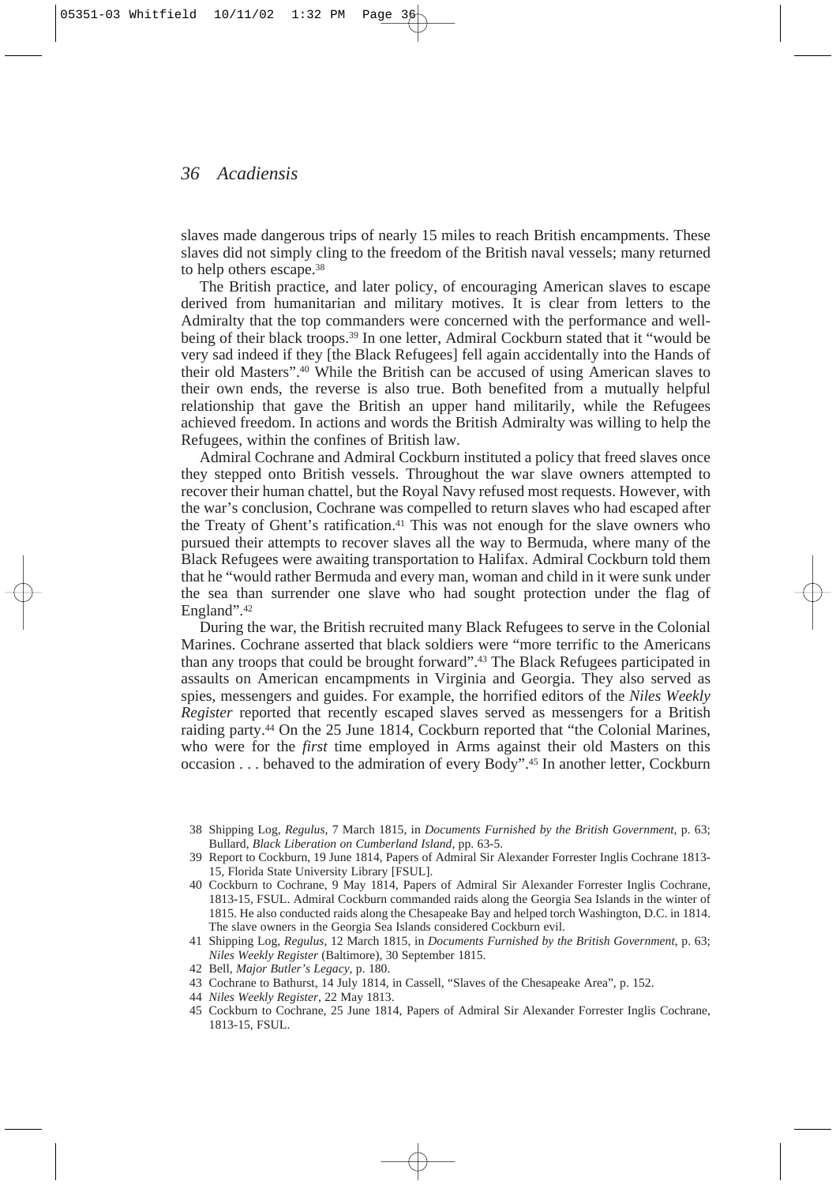slaves made dangerous trips of nearly 15 miles to reach British encampments. These slaves did not simply cling to the freedom of the British naval vessels; many returned to help others escape.[38]

The British practice, and later policy, of encouraging American slaves to escape derived from humanitarian and military motives. It is clear from letters to the Admiralty that the top commanders were concerned with the performance and well-being of their black troops.[39] In one letter, Admiral Cockburn stated that it "would be very sad indeed if they [the Black Refugees] fell again accidentally into the Hands of their old Masters".[40] While the British can be accused of using American slaves to their own ends, the reverse is also true. Both benefited from a mutually helpful relationship that gave the British an upper hand militarily, while the Refugees achieved freedom. In actions and words the British Admiralty was willing to help the Refugees, within the confines of British law.

Admiral Cochrane and Admiral Cockburn instituted a policy that freed slaves once they stepped onto British vessels. Throughout the war slave owners attempted to recover their human chattel, but the Royal Navy refused most requests. However, with the war's conclusion, Cochrane was compelled to return slaves who had escaped after the Treaty of Ghent's ratification.[41] This was not enough for the slave owners who pursued their attempts to recover slaves all the way to Bermuda, where many of the Black Refugees were awaiting transportation to Halifax. Admiral Cockburn told them that he "would rather Bermuda and every man, woman and child in it were sunk under the sea than surrender one slave who had sought protection under the flag of England".[42]

During the war, the British recruited many Black Refugees to serve in the Colonial Marines. Cochrane asserted that black soldiers were "more terrific to the Americans than any troops that could be brought forward".[43] The Black Refugees participated in assaults on American encampments in Virginia and Georgia. They also served as spies, messengers and guides. For example, the horrified editors of the *Niles Weekly Register* reported that recently escaped slaves served as messengers for a British raiding party.[44] On the 25 June 1814, Cockburn reported that "the Colonial Marines, who were for the *first* time employed in Arms against their old Masters on this occasion . . . behaved to the admiration of every Body".[45] In another letter, Cockburn

38 Shipping Log, *Regulus*, 7 March 1815, in *Documents Furnished by the British Government*, p. 63; Bullard, *Black Liberation on Cumberland Island*, pp. 63-5.

39 Report to Cockburn, 19 June 1814, Papers of Admiral Sir Alexander Forrester Inglis Cochrane 1813-15, Florida State University Library [FSUL].

40 Cockburn to Cochrane, 9 May 1814, Papers of Admiral Sir Alexander Forrester Inglis Cochrane, 1813-15, FSUL. Admiral Cockburn commanded raids along the Georgia Sea Islands in the winter of 1815. He also conducted raids along the Chesapeake Bay and helped torch Washington, D.C. in 1814. The slave owners in the Georgia Sea Islands considered Cockburn evil.

41 Shipping Log, *Regulus*, 12 March 1815, in *Documents Furnished by the British Government*, p. 63; *Niles Weekly Register* (Baltimore), 30 September 1815.

42 Bell, *Major Butler's Legacy*, p. 180.

43 Cochrane to Bathurst, 14 July 1814, in Cassell, "Slaves of the Chesapeake Area", p. 152.

44 *Niles Weekly Register*, 22 May 1813.

45 Cockburn to Cochrane, 25 June 1814, Papers of Admiral Sir Alexander Forrester Inglis Cochrane, 1813-15, FSUL.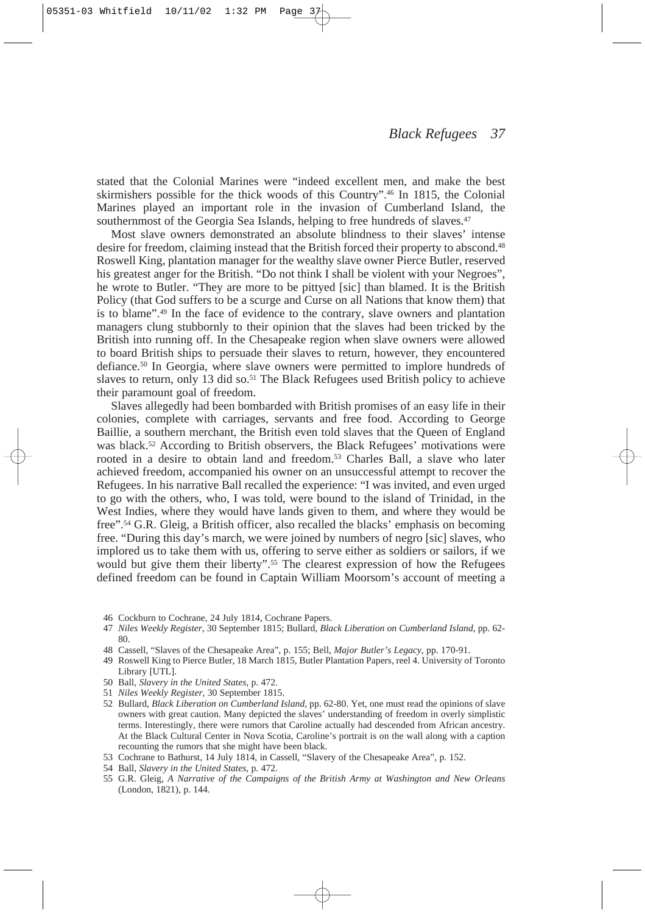stated that the Colonial Marines were "indeed excellent men, and make the best skirmishers possible for the thick woods of this Country".[46] In 1815, the Colonial Marines played an important role in the invasion of Cumberland Island, the southernmost of the Georgia Sea Islands, helping to free hundreds of slaves.[47]

Most slave owners demonstrated an absolute blindness to their slaves' intense desire for freedom, claiming instead that the British forced their property to abscond.[48] Roswell King, plantation manager for the wealthy slave owner Pierce Butler, reserved his greatest anger for the British. "Do not think I shall be violent with your Negroes", he wrote to Butler. "They are more to be pittyed [sic] than blamed. It is the British Policy (that God suffers to be a scurge and Curse on all Nations that know them) that is to blame".[49] In the face of evidence to the contrary, slave owners and plantation managers clung stubbornly to their opinion that the slaves had been tricked by the British into running off. In the Chesapeake region when slave owners were allowed to board British ships to persuade their slaves to return, however, they encountered defiance.[50] In Georgia, where slave owners were permitted to implore hundreds of slaves to return, only 13 did so.[51] The Black Refugees used British policy to achieve their paramount goal of freedom.

Slaves allegedly had been bombarded with British promises of an easy life in their colonies, complete with carriages, servants and free food. According to George Baillie, a southern merchant, the British even told slaves that the Queen of England was black.[52] According to British observers, the Black Refugees' motivations were rooted in a desire to obtain land and freedom.[53] Charles Ball, a slave who later achieved freedom, accompanied his owner on an unsuccessful attempt to recover the Refugees. In his narrative Ball recalled the experience: "I was invited, and even urged to go with the others, who, I was told, were bound to the island of Trinidad, in the West Indies, where they would have lands given to them, and where they would be free".[54] G.R. Gleig, a British officer, also recalled the blacks' emphasis on becoming free. "During this day's march, we were joined by numbers of negro [sic] slaves, who implored us to take them with us, offering to serve either as soldiers or sailors, if we would but give them their liberty".[55] The clearest expression of how the Refugees defined freedom can be found in Captain William Moorsom's account of meeting a

46 Cockburn to Cochrane, 24 July 1814, Cochrane Papers.

47 *Niles Weekly Register*, 30 September 1815; Bullard, *Black Liberation on Cumberland Island*, pp. 62-80.

48 Cassell, "Slaves of the Chesapeake Area", p. 155; Bell, *Major Butler's Legacy*, pp. 170-91.

49 Roswell King to Pierce Butler, 18 March 1815, Butler Plantation Papers, reel 4. University of Toronto Library [UTL].

50 Ball, *Slavery in the United States*, p. 472.

51 *Niles Weekly Register*, 30 September 1815.

52 Bullard, *Black Liberation on Cumberland Island*, pp. 62-80. Yet, one must read the opinions of slave owners with great caution. Many depicted the slaves' understanding of freedom in overly simplistic terms. Interestingly, there were rumors that Caroline actually had descended from African ancestry. At the Black Cultural Center in Nova Scotia, Caroline's portrait is on the wall along with a caption recounting the rumors that she might have been black.

53 Cochrane to Bathurst, 14 July 1814, in Cassell, "Slavery of the Chesapeake Area", p. 152.

54 Ball, *Slavery in the United States*, p. 472.

55 G.R. Gleig, *A Narrative of the Campaigns of the British Army at Washington and New Orleans* (London, 1821), p. 144.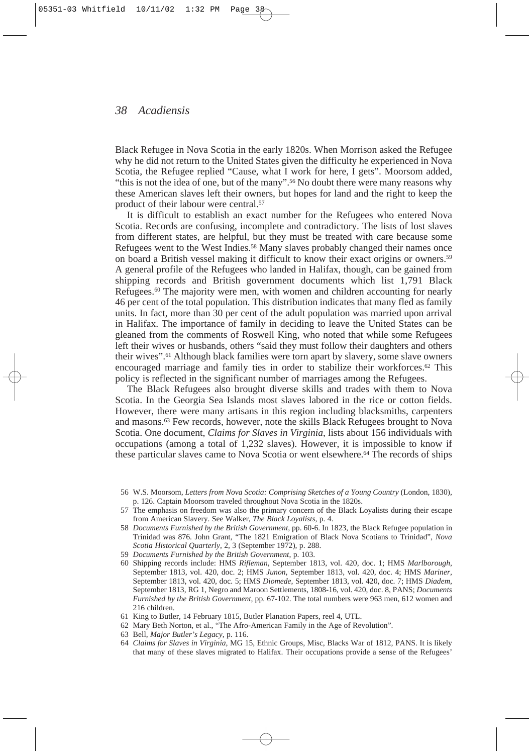Black Refugee in Nova Scotia in the early 1820s. When Morrison asked the Refugee why he did not return to the United States given the difficulty he experienced in Nova Scotia, the Refugee replied "Cause, what I work for here, I gets". Moorsom added, "this is not the idea of one, but of the many".[56] No doubt there were many reasons why these American slaves left their owners, but hopes for land and the right to keep the product of their labour were central.[57]

It is difficult to establish an exact number for the Refugees who entered Nova Scotia. Records are confusing, incomplete and contradictory. The lists of lost slaves from different states, are helpful, but they must be treated with care because some Refugees went to the West Indies.[58] Many slaves probably changed their names once on board a British vessel making it difficult to know their exact origins or owners.[59] A general profile of the Refugees who landed in Halifax, though, can be gained from shipping records and British government documents which list 1,791 Black Refugees.[60] The majority were men, with women and children accounting for nearly 46 per cent of the total population. This distribution indicates that many fled as family units. In fact, more than 30 per cent of the adult population was married upon arrival in Halifax. The importance of family in deciding to leave the United States can be gleaned from the comments of Roswell King, who noted that while some Refugees left their wives or husbands, others "said they must follow their daughters and others their wives".[61] Although black families were torn apart by slavery, some slave owners encouraged marriage and family ties in order to stabilize their workforces.[62] This policy is reflected in the significant number of marriages among the Refugees.

The Black Refugees also brought diverse skills and trades with them to Nova Scotia. In the Georgia Sea Islands most slaves labored in the rice or cotton fields. However, there were many artisans in this region including blacksmiths, carpenters and masons.[63] Few records, however, note the skills Black Refugees brought to Nova Scotia. One document, *Claims for Slaves in Virginia*, lists about 156 individuals with occupations (among a total of 1,232 slaves). However, it is impossible to know if these particular slaves came to Nova Scotia or went elsewhere.[64] The records of ships

---

56 W.S. Moorsom, *Letters from Nova Scotia: Comprising Sketches of a Young Country* (London, 1830), p. 126. Captain Moorsom traveled throughout Nova Scotia in the 1820s.

57 The emphasis on freedom was also the primary concern of the Black Loyalists during their escape from American Slavery. See Walker, *The Black Loyalists*, p. 4.

58 *Documents Furnished by the British Government*, pp. 60-6. In 1823, the Black Refugee population in Trinidad was 876. John Grant, "The 1821 Emigration of Black Nova Scotians to Trinidad", *Nova Scotia Historical Quarterly*, 2, 3 (September 1972), p. 288.

59 *Documents Furnished by the British Government*, p. 103.

60 Shipping records include: HMS *Rifleman*, September 1813, vol. 420, doc. 1; HMS *Marlborough*, September 1813, vol. 420, doc. 2; HMS *Junon*, September 1813, vol. 420, doc. 4; HMS *Mariner*, September 1813, vol. 420, doc. 5; HMS *Diomede*, September 1813, vol. 420, doc. 7; HMS *Diadem*, September 1813, RG 1, Negro and Maroon Settlements, 1808-16, vol. 420, doc. 8, PANS; *Documents Furnished by the British Government*, pp. 67-102. The total numbers were 963 men, 612 women and 216 children.

61 King to Butler, 14 February 1815, Butler Planation Papers, reel 4, UTL.

62 Mary Beth Norton, et al., "The Afro-American Family in the Age of Revolution".

63 Bell, *Major Butler's Legacy*, p. 116.

64 *Claims for Slaves in Virginia*, MG 15, Ethnic Groups, Misc, Blacks War of 1812, PANS. It is likely that many of these slaves migrated to Halifax. Their occupations provide a sense of the Refugees'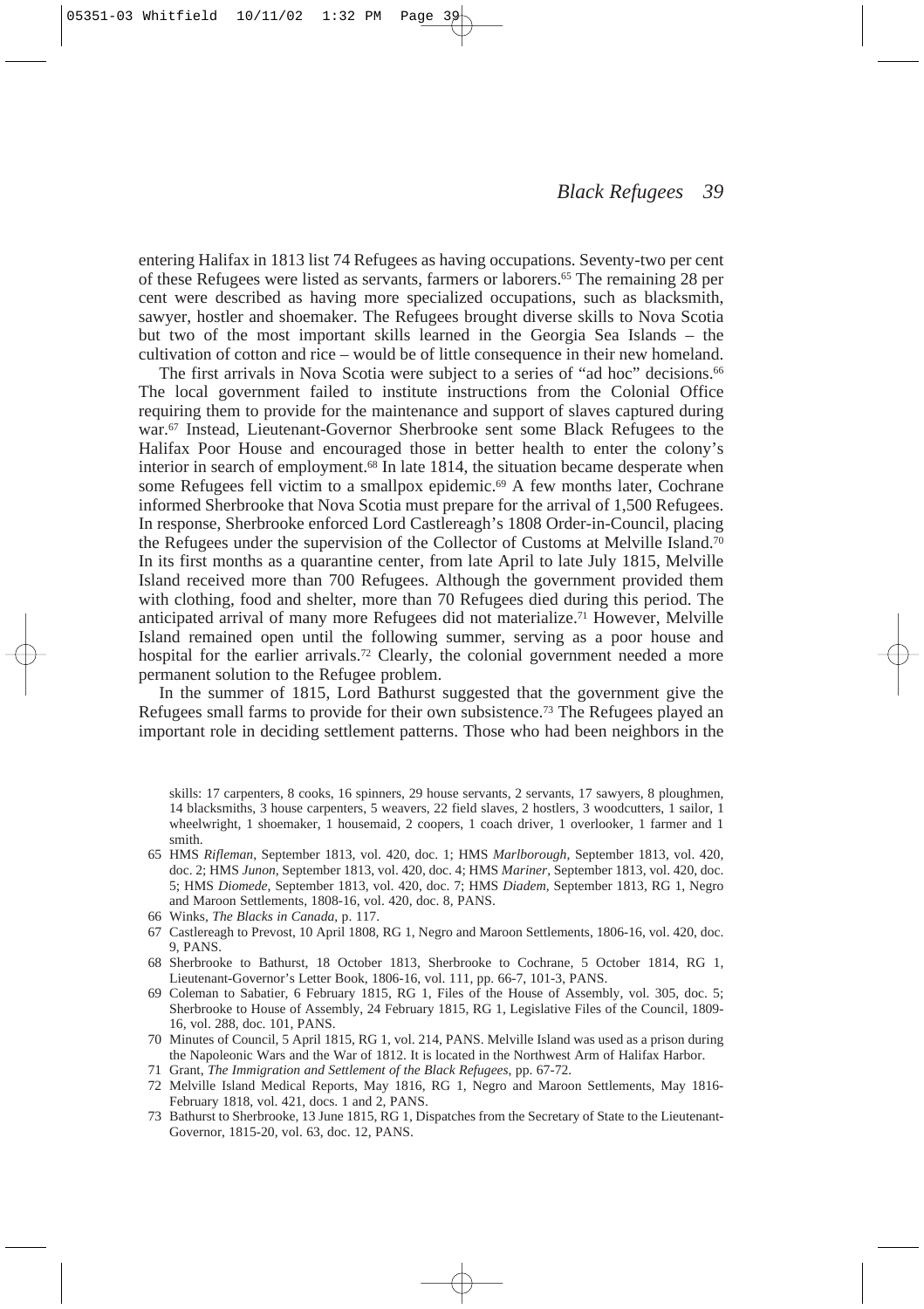entering Halifax in 1813 list 74 Refugees as having occupations. Seventy-two per cent of these Refugees were listed as servants, farmers or laborers.[65] The remaining 28 per cent were described as having more specialized occupations, such as blacksmith, sawyer, hostler and shoemaker. The Refugees brought diverse skills to Nova Scotia but two of the most important skills learned in the Georgia Sea Islands – the cultivation of cotton and rice – would be of little consequence in their new homeland.

The first arrivals in Nova Scotia were subject to a series of "ad hoc" decisions.[66] The local government failed to institute instructions from the Colonial Office requiring them to provide for the maintenance and support of slaves captured during war.[67] Instead, Lieutenant-Governor Sherbrooke sent some Black Refugees to the Halifax Poor House and encouraged those in better health to enter the colony's interior in search of employment.[68] In late 1814, the situation became desperate when some Refugees fell victim to a smallpox epidemic.[69] A few months later, Cochrane informed Sherbrooke that Nova Scotia must prepare for the arrival of 1,500 Refugees. In response, Sherbrooke enforced Lord Castlereagh's 1808 Order-in-Council, placing the Refugees under the supervision of the Collector of Customs at Melville Island.[70] In its first months as a quarantine center, from late April to late July 1815, Melville Island received more than 700 Refugees. Although the government provided them with clothing, food and shelter, more than 70 Refugees died during this period. The anticipated arrival of many more Refugees did not materialize.[71] However, Melville Island remained open until the following summer, serving as a poor house and hospital for the earlier arrivals.[72] Clearly, the colonial government needed a more permanent solution to the Refugee problem.

In the summer of 1815, Lord Bathurst suggested that the government give the Refugees small farms to provide for their own subsistence.[73] The Refugees played an important role in deciding settlement patterns. Those who had been neighbors in the

skills: 17 carpenters, 8 cooks, 16 spinners, 29 house servants, 2 servants, 17 sawyers, 8 ploughmen, 14 blacksmiths, 3 house carpenters, 5 weavers, 22 field slaves, 2 hostlers, 3 woodcutters, 1 sailor, 1 wheelwright, 1 shoemaker, 1 housemaid, 2 coopers, 1 coach driver, 1 overlooker, 1 farmer and 1 smith.

65 HMS *Rifleman*, September 1813, vol. 420, doc. 1; HMS *Marlborough*, September 1813, vol. 420, doc. 2; HMS *Junon*, September 1813, vol. 420, doc. 4; HMS *Mariner*, September 1813, vol. 420, doc. 5; HMS *Diomede*, September 1813, vol. 420, doc. 7; HMS *Diadem*, September 1813, RG 1, Negro and Maroon Settlements, 1808-16, vol. 420, doc. 8, PANS.

66 Winks, *The Blacks in Canada*, p. 117.

67 Castlereagh to Prevost, 10 April 1808, RG 1, Negro and Maroon Settlements, 1806-16, vol. 420, doc. 9, PANS.

68 Sherbrooke to Bathurst, 18 October 1813, Sherbrooke to Cochrane, 5 October 1814, RG 1, Lieutenant-Governor's Letter Book, 1806-16, vol. 111, pp. 66-7, 101-3, PANS.

69 Coleman to Sabatier, 6 February 1815, RG 1, Files of the House of Assembly, vol. 305, doc. 5; Sherbrooke to House of Assembly, 24 February 1815, RG 1, Legislative Files of the Council, 1809-16, vol. 288, doc. 101, PANS.

70 Minutes of Council, 5 April 1815, RG 1, vol. 214, PANS. Melville Island was used as a prison during the Napoleonic Wars and the War of 1812. It is located in the Northwest Arm of Halifax Harbor.

71 Grant, *The Immigration and Settlement of the Black Refugees*, pp. 67-72.

72 Melville Island Medical Reports, May 1816, RG 1, Negro and Maroon Settlements, May 1816-February 1818, vol. 421, docs. 1 and 2, PANS.

73 Bathurst to Sherbrooke, 13 June 1815, RG 1, Dispatches from the Secretary of State to the Lieutenant-Governor, 1815-20, vol. 63, doc. 12, PANS.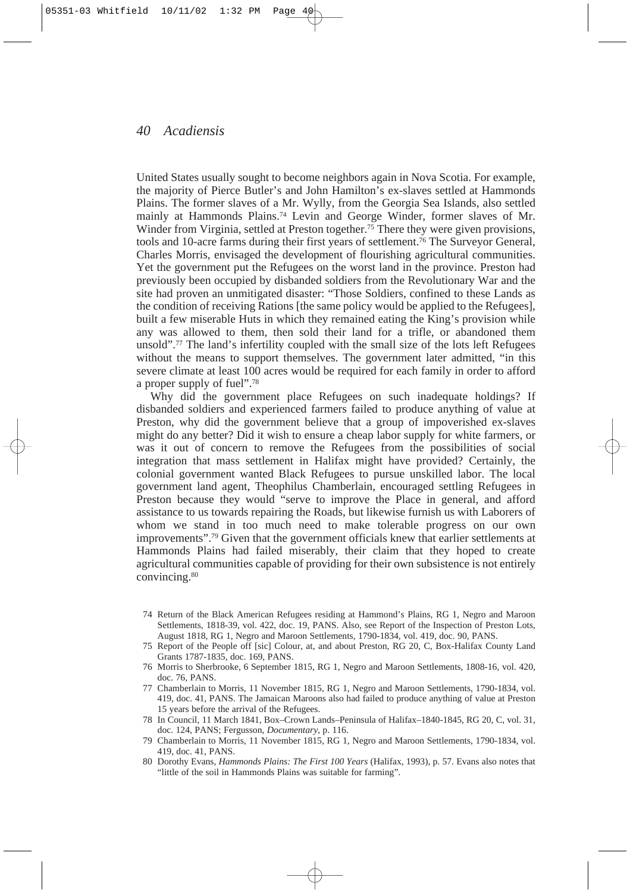United States usually sought to become neighbors again in Nova Scotia. For example, the majority of Pierce Butler's and John Hamilton's ex-slaves settled at Hammonds Plains. The former slaves of a Mr. Wylly, from the Georgia Sea Islands, also settled mainly at Hammonds Plains.[74] Levin and George Winder, former slaves of Mr. Winder from Virginia, settled at Preston together.[75] There they were given provisions, tools and 10-acre farms during their first years of settlement.[76] The Surveyor General, Charles Morris, envisaged the development of flourishing agricultural communities. Yet the government put the Refugees on the worst land in the province. Preston had previously been occupied by disbanded soldiers from the Revolutionary War and the site had proven an unmitigated disaster: "Those Soldiers, confined to these Lands as the condition of receiving Rations [the same policy would be applied to the Refugees], built a few miserable Huts in which they remained eating the King's provision while any was allowed to them, then sold their land for a trifle, or abandoned them unsold".[77] The land's infertility coupled with the small size of the lots left Refugees without the means to support themselves. The government later admitted, "in this severe climate at least 100 acres would be required for each family in order to afford a proper supply of fuel".[78]

Why did the government place Refugees on such inadequate holdings? If disbanded soldiers and experienced farmers failed to produce anything of value at Preston, why did the government believe that a group of impoverished ex-slaves might do any better? Did it wish to ensure a cheap labor supply for white farmers, or was it out of concern to remove the Refugees from the possibilities of social integration that mass settlement in Halifax might have provided? Certainly, the colonial government wanted Black Refugees to pursue unskilled labor. The local government land agent, Theophilus Chamberlain, encouraged settling Refugees in Preston because they would "serve to improve the Place in general, and afford assistance to us towards repairing the Roads, but likewise furnish us with Laborers of whom we stand in too much need to make tolerable progress on our own improvements".[79] Given that the government officials knew that earlier settlements at Hammonds Plains had failed miserably, their claim that they hoped to create agricultural communities capable of providing for their own subsistence is not entirely convincing.[80]

74 Return of the Black American Refugees residing at Hammond's Plains, RG 1, Negro and Maroon Settlements, 1818-39, vol. 422, doc. 19, PANS. Also, see Report of the Inspection of Preston Lots, August 1818, RG 1, Negro and Maroon Settlements, 1790-1834, vol. 419, doc. 90, PANS.

75 Report of the People off [sic] Colour, at, and about Preston, RG 20, C, Box-Halifax County Land Grants 1787-1835, doc. 169, PANS.

76 Morris to Sherbrooke, 6 September 1815, RG 1, Negro and Maroon Settlements, 1808-16, vol. 420, doc. 76, PANS.

77 Chamberlain to Morris, 11 November 1815, RG 1, Negro and Maroon Settlements, 1790-1834, vol. 419, doc. 41, PANS. The Jamaican Maroons also had failed to produce anything of value at Preston 15 years before the arrival of the Refugees.

78 In Council, 11 March 1841, Box–Crown Lands–Peninsula of Halifax–1840-1845, RG 20, C, vol. 31, doc. 124, PANS; Fergusson, *Documentary*, p. 116.

79 Chamberlain to Morris, 11 November 1815, RG 1, Negro and Maroon Settlements, 1790-1834, vol. 419, doc. 41, PANS.

80 Dorothy Evans, *Hammonds Plains: The First 100 Years* (Halifax, 1993), p. 57. Evans also notes that "little of the soil in Hammonds Plains was suitable for farming".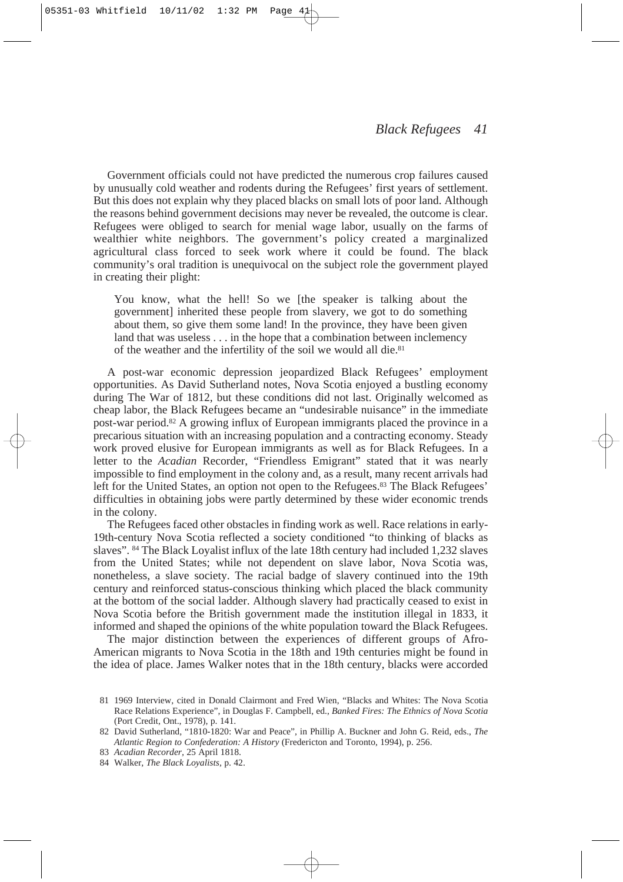Government officials could not have predicted the numerous crop failures caused by unusually cold weather and rodents during the Refugees' first years of settlement. But this does not explain why they placed blacks on small lots of poor land. Although the reasons behind government decisions may never be revealed, the outcome is clear. Refugees were obliged to search for menial wage labor, usually on the farms of wealthier white neighbors. The government's policy created a marginalized agricultural class forced to seek work where it could be found. The black community's oral tradition is unequivocal on the subject role the government played in creating their plight:

> You know, what the hell! So we [the speaker is talking about the government] inherited these people from slavery, we got to do something about them, so give them some land! In the province, they have been given land that was useless . . . in the hope that a combination between inclemency of the weather and the infertility of the soil we would all die.[81]

A post-war economic depression jeopardized Black Refugees' employment opportunities. As David Sutherland notes, Nova Scotia enjoyed a bustling economy during The War of 1812, but these conditions did not last. Originally welcomed as cheap labor, the Black Refugees became an "undesirable nuisance" in the immediate post-war period.[82] A growing influx of European immigrants placed the province in a precarious situation with an increasing population and a contracting economy. Steady work proved elusive for European immigrants as well as for Black Refugees. In a letter to the *Acadian* Recorder, "Friendless Emigrant" stated that it was nearly impossible to find employment in the colony and, as a result, many recent arrivals had left for the United States, an option not open to the Refugees.[83] The Black Refugees' difficulties in obtaining jobs were partly determined by these wider economic trends in the colony.

The Refugees faced other obstacles in finding work as well. Race relations in early-19th-century Nova Scotia reflected a society conditioned "to thinking of blacks as slaves".[84] The Black Loyalist influx of the late 18th century had included 1,232 slaves from the United States; while not dependent on slave labor, Nova Scotia was, nonetheless, a slave society. The racial badge of slavery continued into the 19th century and reinforced status-conscious thinking which placed the black community at the bottom of the social ladder. Although slavery had practically ceased to exist in Nova Scotia before the British government made the institution illegal in 1833, it informed and shaped the opinions of the white population toward the Black Refugees.

The major distinction between the experiences of different groups of Afro-American migrants to Nova Scotia in the 18th and 19th centuries might be found in the idea of place. James Walker notes that in the 18th century, blacks were accorded

81 1969 Interview, cited in Donald Clairmont and Fred Wien, "Blacks and Whites: The Nova Scotia Race Relations Experience", in Douglas F. Campbell, ed., *Banked Fires: The Ethnics of Nova Scotia* (Port Credit, Ont., 1978), p. 141.

82 David Sutherland, "1810-1820: War and Peace", in Phillip A. Buckner and John G. Reid, eds., *The Atlantic Region to Confederation: A History* (Fredericton and Toronto, 1994), p. 256.

83 *Acadian Recorder*, 25 April 1818.

84 Walker, *The Black Loyalists*, p. 42.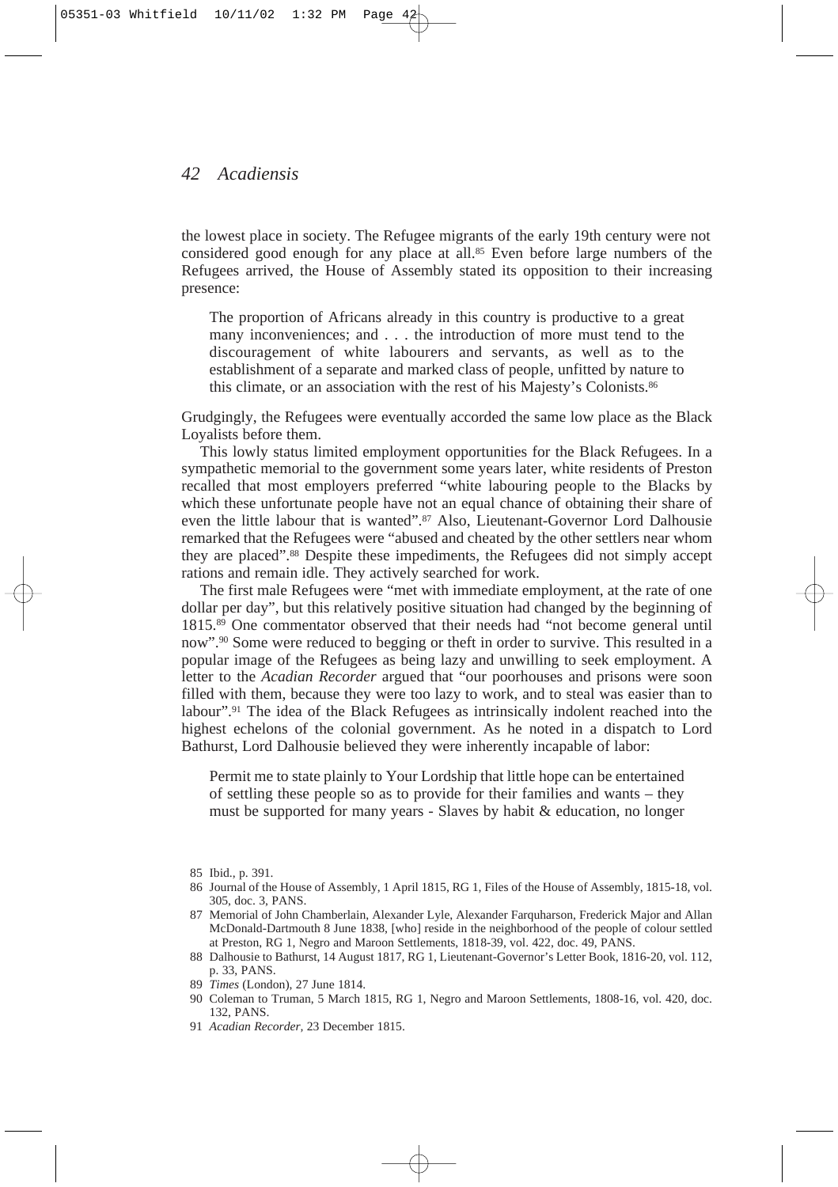the lowest place in society. The Refugee migrants of the early 19th century were not considered good enough for any place at all.[85] Even before large numbers of the Refugees arrived, the House of Assembly stated its opposition to their increasing presence:

> The proportion of Africans already in this country is productive to a great many inconveniences; and . . . the introduction of more must tend to the discouragement of white labourers and servants, as well as to the establishment of a separate and marked class of people, unfitted by nature to this climate, or an association with the rest of his Majesty's Colonists.[86]

Grudgingly, the Refugees were eventually accorded the same low place as the Black Loyalists before them.

This lowly status limited employment opportunities for the Black Refugees. In a sympathetic memorial to the government some years later, white residents of Preston recalled that most employers preferred "white labouring people to the Blacks by which these unfortunate people have not an equal chance of obtaining their share of even the little labour that is wanted".[87] Also, Lieutenant-Governor Lord Dalhousie remarked that the Refugees were "abused and cheated by the other settlers near whom they are placed".[88] Despite these impediments, the Refugees did not simply accept rations and remain idle. They actively searched for work.

The first male Refugees were "met with immediate employment, at the rate of one dollar per day", but this relatively positive situation had changed by the beginning of 1815.[89] One commentator observed that their needs had "not become general until now".[90] Some were reduced to begging or theft in order to survive. This resulted in a popular image of the Refugees as being lazy and unwilling to seek employment. A letter to the *Acadian Recorder* argued that "our poorhouses and prisons were soon filled with them, because they were too lazy to work, and to steal was easier than to labour".[91] The idea of the Black Refugees as intrinsically indolent reached into the highest echelons of the colonial government. As he noted in a dispatch to Lord Bathurst, Lord Dalhousie believed they were inherently incapable of labor:

> Permit me to state plainly to Your Lordship that little hope can be entertained of settling these people so as to provide for their families and wants – they must be supported for many years - Slaves by habit & education, no longer

85 Ibid., p. 391.

86 Journal of the House of Assembly, 1 April 1815, RG 1, Files of the House of Assembly, 1815-18, vol. 305, doc. 3, PANS.

87 Memorial of John Chamberlain, Alexander Lyle, Alexander Farquharson, Frederick Major and Allan McDonald-Dartmouth 8 June 1838, [who] reside in the neighborhood of the people of colour settled at Preston, RG 1, Negro and Maroon Settlements, 1818-39, vol. 422, doc. 49, PANS.

88 Dalhousie to Bathurst, 14 August 1817, RG 1, Lieutenant-Governor's Letter Book, 1816-20, vol. 112, p. 33, PANS.

89 *Times* (London), 27 June 1814.

90 Coleman to Truman, 5 March 1815, RG 1, Negro and Maroon Settlements, 1808-16, vol. 420, doc. 132, PANS.

91 *Acadian Recorder*, 23 December 1815.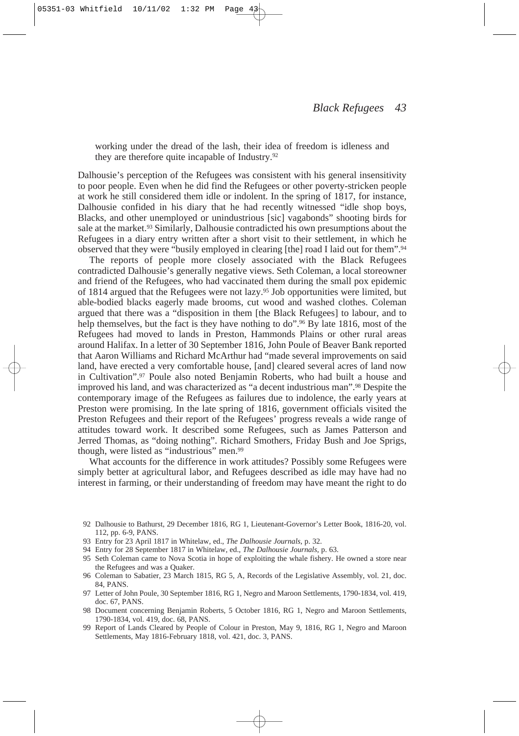> working under the dread of the lash, their idea of freedom is idleness and they are therefore quite incapable of Industry.[92]

Dalhousie's perception of the Refugees was consistent with his general insensitivity to poor people. Even when he did find the Refugees or other poverty-stricken people at work he still considered them idle or indolent. In the spring of 1817, for instance, Dalhousie confided in his diary that he had recently witnessed "idle shop boys, Blacks, and other unemployed or unindustrious [sic] vagabonds" shooting birds for sale at the market.[93] Similarly, Dalhousie contradicted his own presumptions about the Refugees in a diary entry written after a short visit to their settlement, in which he observed that they were "busily employed in clearing [the] road I laid out for them".[94]

The reports of people more closely associated with the Black Refugees contradicted Dalhousie's generally negative views. Seth Coleman, a local storeowner and friend of the Refugees, who had vaccinated them during the small pox epidemic of 1814 argued that the Refugees were not lazy.[95] Job opportunities were limited, but able-bodied blacks eagerly made brooms, cut wood and washed clothes. Coleman argued that there was a "disposition in them [the Black Refugees] to labour, and to help themselves, but the fact is they have nothing to do".[96] By late 1816, most of the Refugees had moved to lands in Preston, Hammonds Plains or other rural areas around Halifax. In a letter of 30 September 1816, John Poule of Beaver Bank reported that Aaron Williams and Richard McArthur had "made several improvements on said land, have erected a very comfortable house, [and] cleared several acres of land now in Cultivation".[97] Poule also noted Benjamin Roberts, who had built a house and improved his land, and was characterized as "a decent industrious man".[98] Despite the contemporary image of the Refugees as failures due to indolence, the early years at Preston were promising. In the late spring of 1816, government officials visited the Preston Refugees and their report of the Refugees' progress reveals a wide range of attitudes toward work. It described some Refugees, such as James Patterson and Jerred Thomas, as "doing nothing". Richard Smothers, Friday Bush and Joe Sprigs, though, were listed as "industrious" men.[99]

What accounts for the difference in work attitudes? Possibly some Refugees were simply better at agricultural labor, and Refugees described as idle may have had no interest in farming, or their understanding of freedom may have meant the right to do

---

92 Dalhousie to Bathurst, 29 December 1816, RG 1, Lieutenant-Governor's Letter Book, 1816-20, vol. 112, pp. 6-9, PANS.

93 Entry for 23 April 1817 in Whitelaw, ed., *The Dalhousie Journals*, p. 32.

94 Entry for 28 September 1817 in Whitelaw, ed., *The Dalhousie Journals*, p. 63.

95 Seth Coleman came to Nova Scotia in hope of exploiting the whale fishery. He owned a store near the Refugees and was a Quaker.

96 Coleman to Sabatier, 23 March 1815, RG 5, A, Records of the Legislative Assembly, vol. 21, doc. 84, PANS.

97 Letter of John Poule, 30 September 1816, RG 1, Negro and Maroon Settlements, 1790-1834, vol. 419, doc. 67, PANS.

98 Document concerning Benjamin Roberts, 5 October 1816, RG 1, Negro and Maroon Settlements, 1790-1834, vol. 419, doc. 68, PANS.

99 Report of Lands Cleared by People of Colour in Preston, May 9, 1816, RG 1, Negro and Maroon Settlements, May 1816-February 1818, vol. 421, doc. 3, PANS.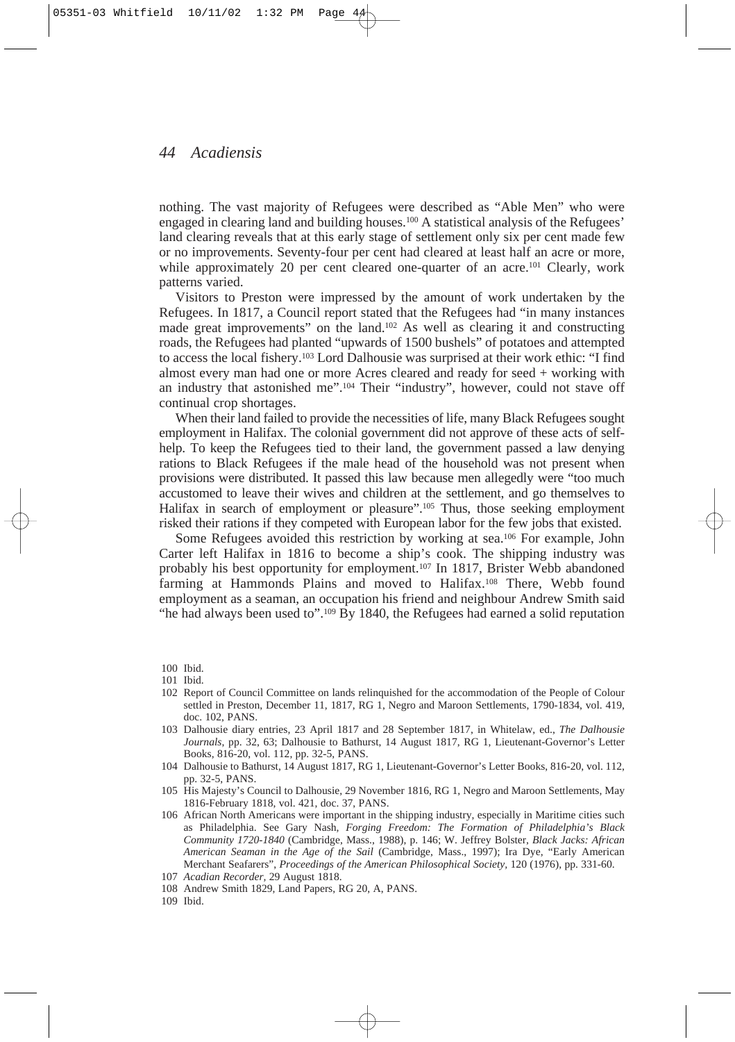nothing. The vast majority of Refugees were described as "Able Men" who were engaged in clearing land and building houses.[100] A statistical analysis of the Refugees' land clearing reveals that at this early stage of settlement only six per cent made few or no improvements. Seventy-four per cent had cleared at least half an acre or more, while approximately 20 per cent cleared one-quarter of an acre.[101] Clearly, work patterns varied.

Visitors to Preston were impressed by the amount of work undertaken by the Refugees. In 1817, a Council report stated that the Refugees had "in many instances made great improvements" on the land.[102] As well as clearing it and constructing roads, the Refugees had planted "upwards of 1500 bushels" of potatoes and attempted to access the local fishery.[103] Lord Dalhousie was surprised at their work ethic: "I find almost every man had one or more Acres cleared and ready for seed + working with an industry that astonished me".[104] Their "industry", however, could not stave off continual crop shortages.

When their land failed to provide the necessities of life, many Black Refugees sought employment in Halifax. The colonial government did not approve of these acts of self-help. To keep the Refugees tied to their land, the government passed a law denying rations to Black Refugees if the male head of the household was not present when provisions were distributed. It passed this law because men allegedly were "too much accustomed to leave their wives and children at the settlement, and go themselves to Halifax in search of employment or pleasure".[105] Thus, those seeking employment risked their rations if they competed with European labor for the few jobs that existed.

Some Refugees avoided this restriction by working at sea.[106] For example, John Carter left Halifax in 1816 to become a ship's cook. The shipping industry was probably his best opportunity for employment.[107] In 1817, Brister Webb abandoned farming at Hammonds Plains and moved to Halifax.[108] There, Webb found employment as a seaman, an occupation his friend and neighbour Andrew Smith said "he had always been used to".[109] By 1840, the Refugees had earned a solid reputation

100 Ibid.

101 Ibid.

102 Report of Council Committee on lands relinquished for the accommodation of the People of Colour settled in Preston, December 11, 1817, RG 1, Negro and Maroon Settlements, 1790-1834, vol. 419, doc. 102, PANS.

103 Dalhousie diary entries, 23 April 1817 and 28 September 1817, in Whitelaw, ed., *The Dalhousie Journals*, pp. 32, 63; Dalhousie to Bathurst, 14 August 1817, RG 1, Lieutenant-Governor's Letter Books, 816-20, vol. 112, pp. 32-5, PANS.

104 Dalhousie to Bathurst, 14 August 1817, RG 1, Lieutenant-Governor's Letter Books, 816-20, vol. 112, pp. 32-5, PANS.

105 His Majesty's Council to Dalhousie, 29 November 1816, RG 1, Negro and Maroon Settlements, May 1816-February 1818, vol. 421, doc. 37, PANS.

106 African North Americans were important in the shipping industry, especially in Maritime cities such as Philadelphia. See Gary Nash, *Forging Freedom: The Formation of Philadelphia's Black Community 1720-1840* (Cambridge, Mass., 1988), p. 146; W. Jeffrey Bolster, *Black Jacks: African American Seaman in the Age of the Sail* (Cambridge, Mass., 1997); Ira Dye, "Early American Merchant Seafarers", *Proceedings of the American Philosophical Society,* 120 (1976), pp. 331-60.

107 *Acadian Recorder,* 29 August 1818.

108 Andrew Smith 1829, Land Papers, RG 20, A, PANS.

109 Ibid.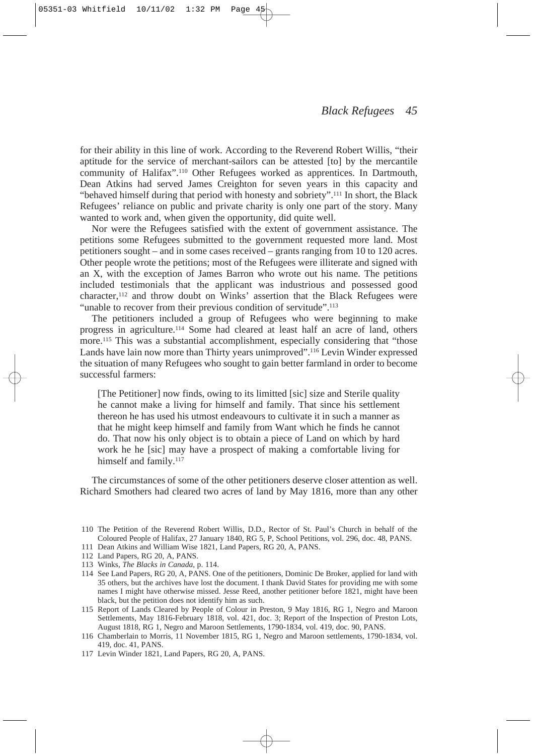for their ability in this line of work. According to the Reverend Robert Willis, "their aptitude for the service of merchant-sailors can be attested [to] by the mercantile community of Halifax".[110] Other Refugees worked as apprentices. In Dartmouth, Dean Atkins had served James Creighton for seven years in this capacity and "behaved himself during that period with honesty and sobriety".[111] In short, the Black Refugees' reliance on public and private charity is only one part of the story. Many wanted to work and, when given the opportunity, did quite well.

Nor were the Refugees satisfied with the extent of government assistance. The petitions some Refugees submitted to the government requested more land. Most petitioners sought – and in some cases received – grants ranging from 10 to 120 acres. Other people wrote the petitions; most of the Refugees were illiterate and signed with an X, with the exception of James Barron who wrote out his name. The petitions included testimonials that the applicant was industrious and possessed good character,[112] and throw doubt on Winks' assertion that the Black Refugees were "unable to recover from their previous condition of servitude".[113]

The petitioners included a group of Refugees who were beginning to make progress in agriculture.[114] Some had cleared at least half an acre of land, others more.[115] This was a substantial accomplishment, especially considering that "those Lands have lain now more than Thirty years unimproved".[116] Levin Winder expressed the situation of many Refugees who sought to gain better farmland in order to become successful farmers:

> [The Petitioner] now finds, owing to its limitted [sic] size and Sterile quality he cannot make a living for himself and family. That since his settlement thereon he has used his utmost endeavours to cultivate it in such a manner as that he might keep himself and family from Want which he finds he cannot do. That now his only object is to obtain a piece of Land on which by hard work he he [sic] may have a prospect of making a comfortable living for himself and family.[117]

The circumstances of some of the other petitioners deserve closer attention as well. Richard Smothers had cleared two acres of land by May 1816, more than any other

110 The Petition of the Reverend Robert Willis, D.D., Rector of St. Paul's Church in behalf of the Coloured People of Halifax, 27 January 1840, RG 5, P, School Petitions, vol. 296, doc. 48, PANS.

111 Dean Atkins and William Wise 1821, Land Papers, RG 20, A, PANS.

112 Land Papers, RG 20, A, PANS.

113 Winks, *The Blacks in Canada*, p. 114.

114 See Land Papers, RG 20, A, PANS. One of the petitioners, Dominic De Broker, applied for land with 35 others, but the archives have lost the document. I thank David States for providing me with some names I might have otherwise missed. Jesse Reed, another petitioner before 1821, might have been black, but the petition does not identify him as such.

115 Report of Lands Cleared by People of Colour in Preston, 9 May 1816, RG 1, Negro and Maroon Settlements, May 1816-February 1818, vol. 421, doc. 3; Report of the Inspection of Preston Lots, August 1818, RG 1, Negro and Maroon Settlements, 1790-1834, vol. 419, doc. 90, PANS.

116 Chamberlain to Morris, 11 November 1815, RG 1, Negro and Maroon settlements, 1790-1834, vol. 419, doc. 41, PANS.

117 Levin Winder 1821, Land Papers, RG 20, A, PANS.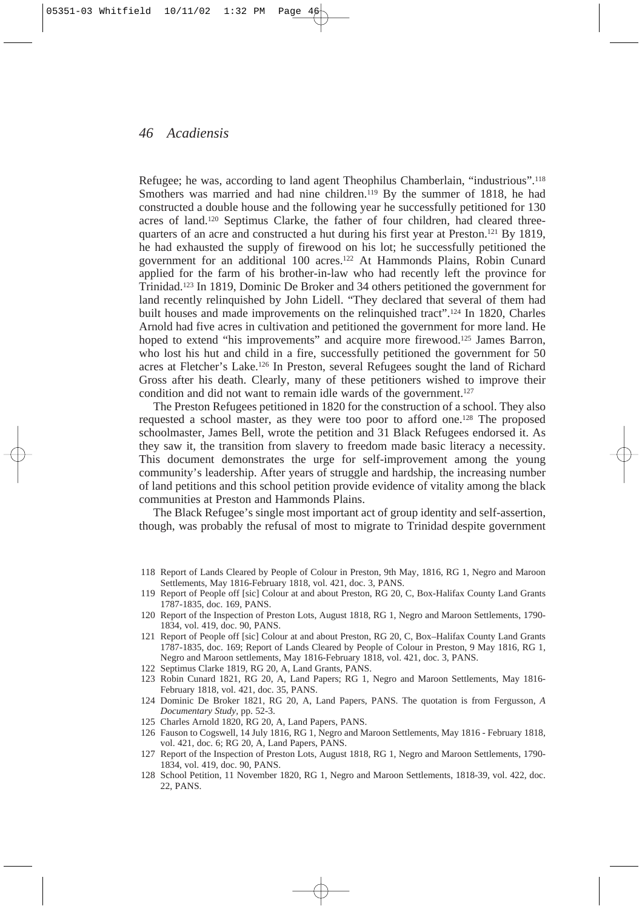Refugee; he was, according to land agent Theophilus Chamberlain, "industrious".[118] Smothers was married and had nine children.[119] By the summer of 1818, he had constructed a double house and the following year he successfully petitioned for 130 acres of land.[120] Septimus Clarke, the father of four children, had cleared three-quarters of an acre and constructed a hut during his first year at Preston.[121] By 1819, he had exhausted the supply of firewood on his lot; he successfully petitioned the government for an additional 100 acres.[122] At Hammonds Plains, Robin Cunard applied for the farm of his brother-in-law who had recently left the province for Trinidad.[123] In 1819, Dominic De Broker and 34 others petitioned the government for land recently relinquished by John Lidell. "They declared that several of them had built houses and made improvements on the relinquished tract".[124] In 1820, Charles Arnold had five acres in cultivation and petitioned the government for more land. He hoped to extend "his improvements" and acquire more firewood.[125] James Barron, who lost his hut and child in a fire, successfully petitioned the government for 50 acres at Fletcher's Lake.[126] In Preston, several Refugees sought the land of Richard Gross after his death. Clearly, many of these petitioners wished to improve their condition and did not want to remain idle wards of the government.[127]

The Preston Refugees petitioned in 1820 for the construction of a school. They also requested a school master, as they were too poor to afford one.[128] The proposed schoolmaster, James Bell, wrote the petition and 31 Black Refugees endorsed it. As they saw it, the transition from slavery to freedom made basic literacy a necessity. This document demonstrates the urge for self-improvement among the young community's leadership. After years of struggle and hardship, the increasing number of land petitions and this school petition provide evidence of vitality among the black communities at Preston and Hammonds Plains.

The Black Refugee's single most important act of group identity and self-assertion, though, was probably the refusal of most to migrate to Trinidad despite government

118 Report of Lands Cleared by People of Colour in Preston, 9th May, 1816, RG 1, Negro and Maroon Settlements, May 1816-February 1818, vol. 421, doc. 3, PANS.

119 Report of People off [sic] Colour at and about Preston, RG 20, C, Box-Halifax County Land Grants 1787-1835, doc. 169, PANS.

120 Report of the Inspection of Preston Lots, August 1818, RG 1, Negro and Maroon Settlements, 1790-1834, vol. 419, doc. 90, PANS.

121 Report of People off [sic] Colour at and about Preston, RG 20, C, Box–Halifax County Land Grants 1787-1835, doc. 169; Report of Lands Cleared by People of Colour in Preston, 9 May 1816, RG 1, Negro and Maroon settlements, May 1816-February 1818, vol. 421, doc. 3, PANS.

122 Septimus Clarke 1819, RG 20, A, Land Grants, PANS.

123 Robin Cunard 1821, RG 20, A, Land Papers; RG 1, Negro and Maroon Settlements, May 1816-February 1818, vol. 421, doc. 35, PANS.

124 Dominic De Broker 1821, RG 20, A, Land Papers, PANS. The quotation is from Fergusson, *A Documentary Study*, pp. 52-3.

125 Charles Arnold 1820, RG 20, A, Land Papers, PANS.

126 Fauson to Cogswell, 14 July 1816, RG 1, Negro and Maroon Settlements, May 1816 - February 1818, vol. 421, doc. 6; RG 20, A, Land Papers, PANS.

127 Report of the Inspection of Preston Lots, August 1818, RG 1, Negro and Maroon Settlements, 1790-1834, vol. 419, doc. 90, PANS.

128 School Petition, 11 November 1820, RG 1, Negro and Maroon Settlements, 1818-39, vol. 422, doc. 22, PANS.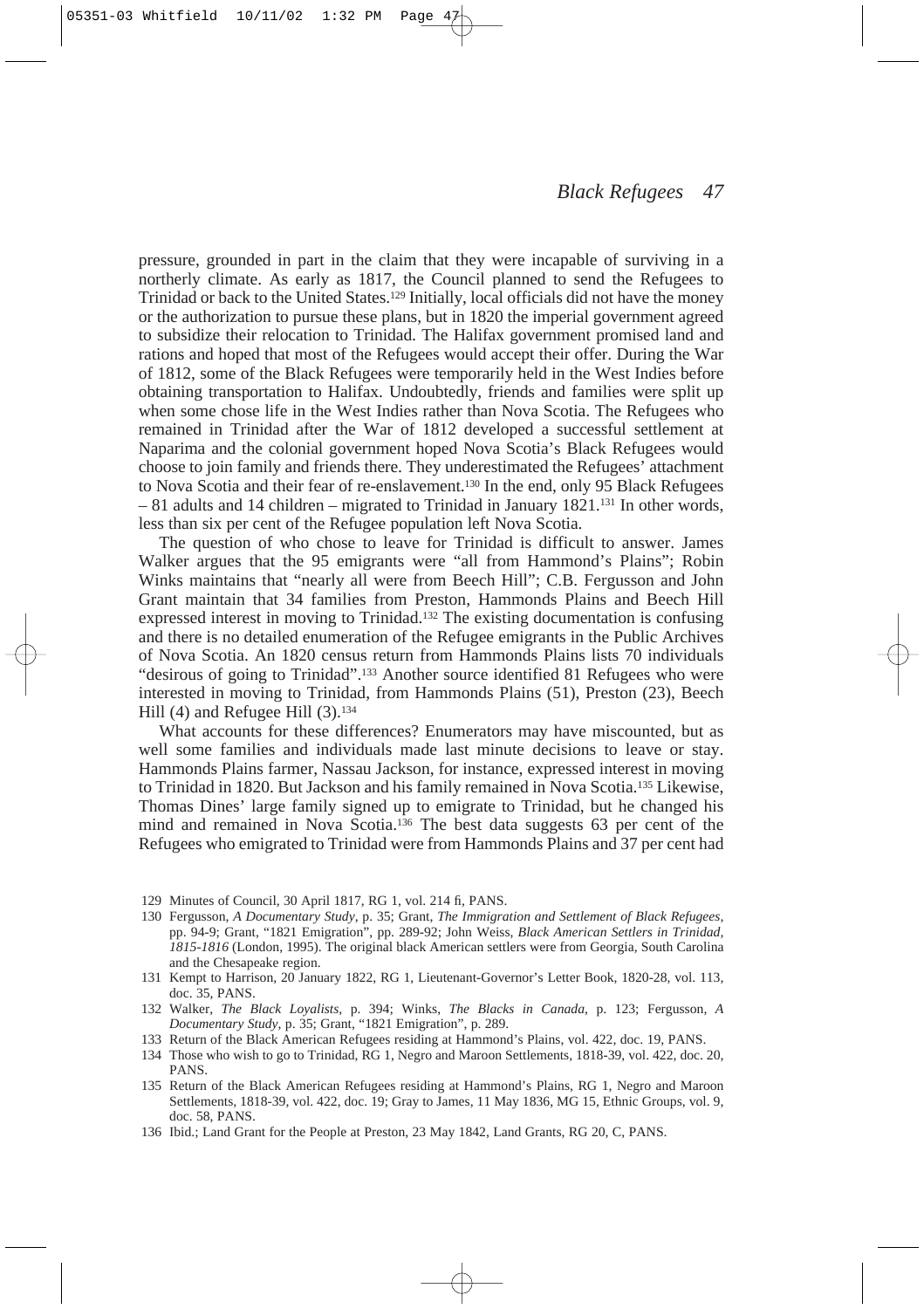pressure, grounded in part in the claim that they were incapable of surviving in a northerly climate. As early as 1817, the Council planned to send the Refugees to Trinidad or back to the United States.[129] Initially, local officials did not have the money or the authorization to pursue these plans, but in 1820 the imperial government agreed to subsidize their relocation to Trinidad. The Halifax government promised land and rations and hoped that most of the Refugees would accept their offer. During the War of 1812, some of the Black Refugees were temporarily held in the West Indies before obtaining transportation to Halifax. Undoubtedly, friends and families were split up when some chose life in the West Indies rather than Nova Scotia. The Refugees who remained in Trinidad after the War of 1812 developed a successful settlement at Naparima and the colonial government hoped Nova Scotia's Black Refugees would choose to join family and friends there. They underestimated the Refugees' attachment to Nova Scotia and their fear of re-enslavement.[130] In the end, only 95 Black Refugees – 81 adults and 14 children – migrated to Trinidad in January 1821.[131] In other words, less than six per cent of the Refugee population left Nova Scotia.

The question of who chose to leave for Trinidad is difficult to answer. James Walker argues that the 95 emigrants were "all from Hammond's Plains"; Robin Winks maintains that "nearly all were from Beech Hill"; C.B. Fergusson and John Grant maintain that 34 families from Preston, Hammonds Plains and Beech Hill expressed interest in moving to Trinidad.[132] The existing documentation is confusing and there is no detailed enumeration of the Refugee emigrants in the Public Archives of Nova Scotia. An 1820 census return from Hammonds Plains lists 70 individuals "desirous of going to Trinidad".[133] Another source identified 81 Refugees who were interested in moving to Trinidad, from Hammonds Plains (51), Preston (23), Beech Hill (4) and Refugee Hill (3).[134]

What accounts for these differences? Enumerators may have miscounted, but as well some families and individuals made last minute decisions to leave or stay. Hammonds Plains farmer, Nassau Jackson, for instance, expressed interest in moving to Trinidad in 1820. But Jackson and his family remained in Nova Scotia.[135] Likewise, Thomas Dines' large family signed up to emigrate to Trinidad, but he changed his mind and remained in Nova Scotia.[136] The best data suggests 63 per cent of the Refugees who emigrated to Trinidad were from Hammonds Plains and 37 per cent had

129 Minutes of Council, 30 April 1817, RG 1, vol. 214 ½, PANS.

130 Fergusson, *A Documentary Study*, p. 35; Grant, *The Immigration and Settlement of Black Refugees*, pp. 94-9; Grant, "1821 Emigration", pp. 289-92; John Weiss, *Black American Settlers in Trinidad, 1815-1816* (London, 1995). The original black American settlers were from Georgia, South Carolina and the Chesapeake region.

131 Kempt to Harrison, 20 January 1822, RG 1, Lieutenant-Governor's Letter Book, 1820-28, vol. 113, doc. 35, PANS.

132 Walker, *The Black Loyalists*, p. 394; Winks, *The Blacks in Canada*, p. 123; Fergusson, *A Documentary Study*, p. 35; Grant, "1821 Emigration", p. 289.

133 Return of the Black American Refugees residing at Hammond's Plains, vol. 422, doc. 19, PANS.

134 Those who wish to go to Trinidad, RG 1, Negro and Maroon Settlements, 1818-39, vol. 422, doc. 20, PANS.

135 Return of the Black American Refugees residing at Hammond's Plains, RG 1, Negro and Maroon Settlements, 1818-39, vol. 422, doc. 19; Gray to James, 11 May 1836, MG 15, Ethnic Groups, vol. 9, doc. 58, PANS.

136 Ibid.; Land Grant for the People at Preston, 23 May 1842, Land Grants, RG 20, C, PANS.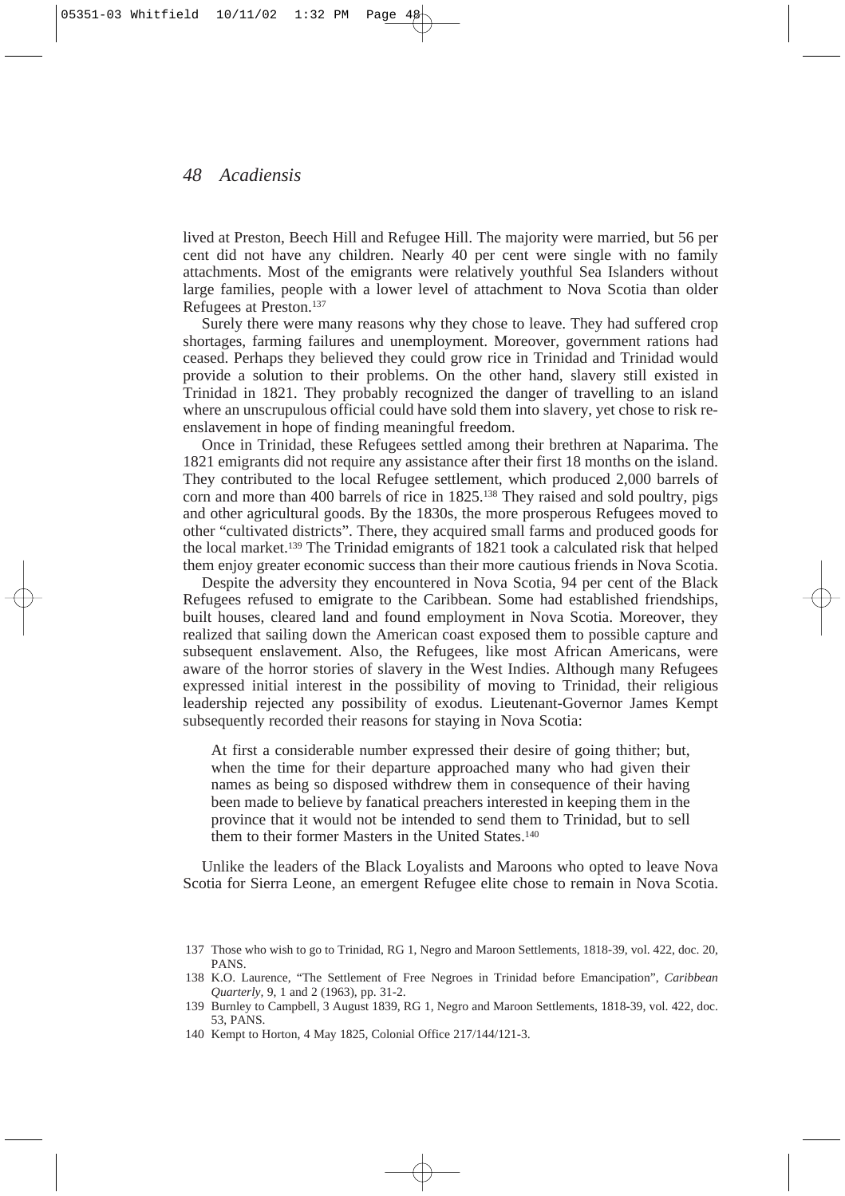lived at Preston, Beech Hill and Refugee Hill. The majority were married, but 56 per cent did not have any children. Nearly 40 per cent were single with no family attachments. Most of the emigrants were relatively youthful Sea Islanders without large families, people with a lower level of attachment to Nova Scotia than older Refugees at Preston.[137]

Surely there were many reasons why they chose to leave. They had suffered crop shortages, farming failures and unemployment. Moreover, government rations had ceased. Perhaps they believed they could grow rice in Trinidad and Trinidad would provide a solution to their problems. On the other hand, slavery still existed in Trinidad in 1821. They probably recognized the danger of travelling to an island where an unscrupulous official could have sold them into slavery, yet chose to risk re-enslavement in hope of finding meaningful freedom.

Once in Trinidad, these Refugees settled among their brethren at Naparima. The 1821 emigrants did not require any assistance after their first 18 months on the island. They contributed to the local Refugee settlement, which produced 2,000 barrels of corn and more than 400 barrels of rice in 1825.[138] They raised and sold poultry, pigs and other agricultural goods. By the 1830s, the more prosperous Refugees moved to other "cultivated districts". There, they acquired small farms and produced goods for the local market.[139] The Trinidad emigrants of 1821 took a calculated risk that helped them enjoy greater economic success than their more cautious friends in Nova Scotia.

Despite the adversity they encountered in Nova Scotia, 94 per cent of the Black Refugees refused to emigrate to the Caribbean. Some had established friendships, built houses, cleared land and found employment in Nova Scotia. Moreover, they realized that sailing down the American coast exposed them to possible capture and subsequent enslavement. Also, the Refugees, like most African Americans, were aware of the horror stories of slavery in the West Indies. Although many Refugees expressed initial interest in the possibility of moving to Trinidad, their religious leadership rejected any possibility of exodus. Lieutenant-Governor James Kempt subsequently recorded their reasons for staying in Nova Scotia:

> At first a considerable number expressed their desire of going thither; but, when the time for their departure approached many who had given their names as being so disposed withdrew them in consequence of their having been made to believe by fanatical preachers interested in keeping them in the province that it would not be intended to send them to Trinidad, but to sell them to their former Masters in the United States.[140]

Unlike the leaders of the Black Loyalists and Maroons who opted to leave Nova Scotia for Sierra Leone, an emergent Refugee elite chose to remain in Nova Scotia.

137 Those who wish to go to Trinidad, RG 1, Negro and Maroon Settlements, 1818-39, vol. 422, doc. 20, PANS.

138 K.O. Laurence, "The Settlement of Free Negroes in Trinidad before Emancipation", *Caribbean Quarterly*, 9, 1 and 2 (1963), pp. 31-2.

139 Burnley to Campbell, 3 August 1839, RG 1, Negro and Maroon Settlements, 1818-39, vol. 422, doc. 53, PANS.

140 Kempt to Horton, 4 May 1825, Colonial Office 217/144/121-3.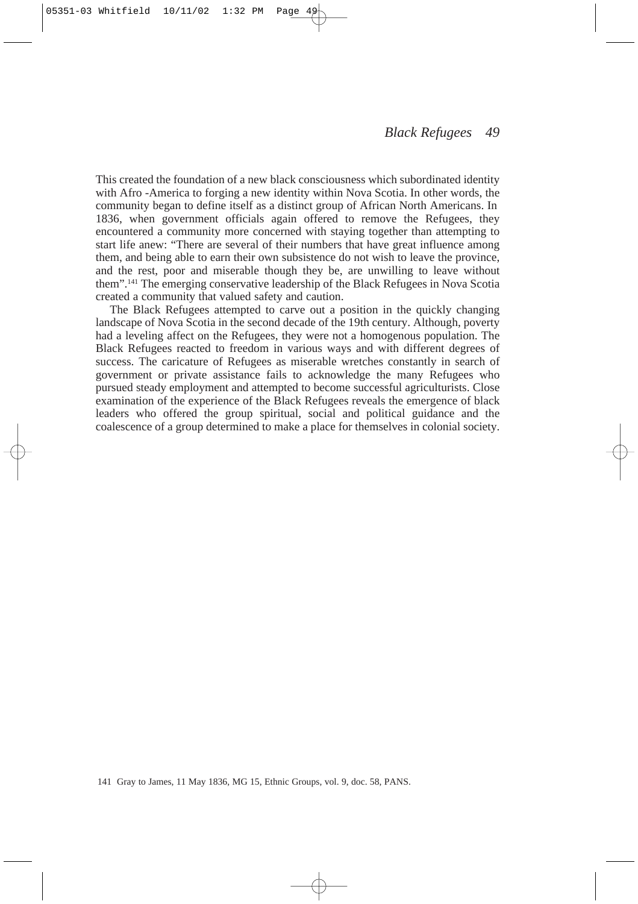This created the foundation of a new black consciousness which subordinated identity with Afro -America to forging a new identity within Nova Scotia. In other words, the community began to define itself as a distinct group of African North Americans. In 1836, when government officials again offered to remove the Refugees, they encountered a community more concerned with staying together than attempting to start life anew: "There are several of their numbers that have great influence among them, and being able to earn their own subsistence do not wish to leave the province, and the rest, poor and miserable though they be, are unwilling to leave without them".[141] The emerging conservative leadership of the Black Refugees in Nova Scotia created a community that valued safety and caution.

The Black Refugees attempted to carve out a position in the quickly changing landscape of Nova Scotia in the second decade of the 19th century. Although, poverty had a leveling affect on the Refugees, they were not a homogenous population. The Black Refugees reacted to freedom in various ways and with different degrees of success. The caricature of Refugees as miserable wretches constantly in search of government or private assistance fails to acknowledge the many Refugees who pursued steady employment and attempted to become successful agriculturists. Close examination of the experience of the Black Refugees reveals the emergence of black leaders who offered the group spiritual, social and political guidance and the coalescence of a group determined to make a place for themselves in colonial society.

141 Gray to James, 11 May 1836, MG 15, Ethnic Groups, vol. 9, doc. 58, PANS.